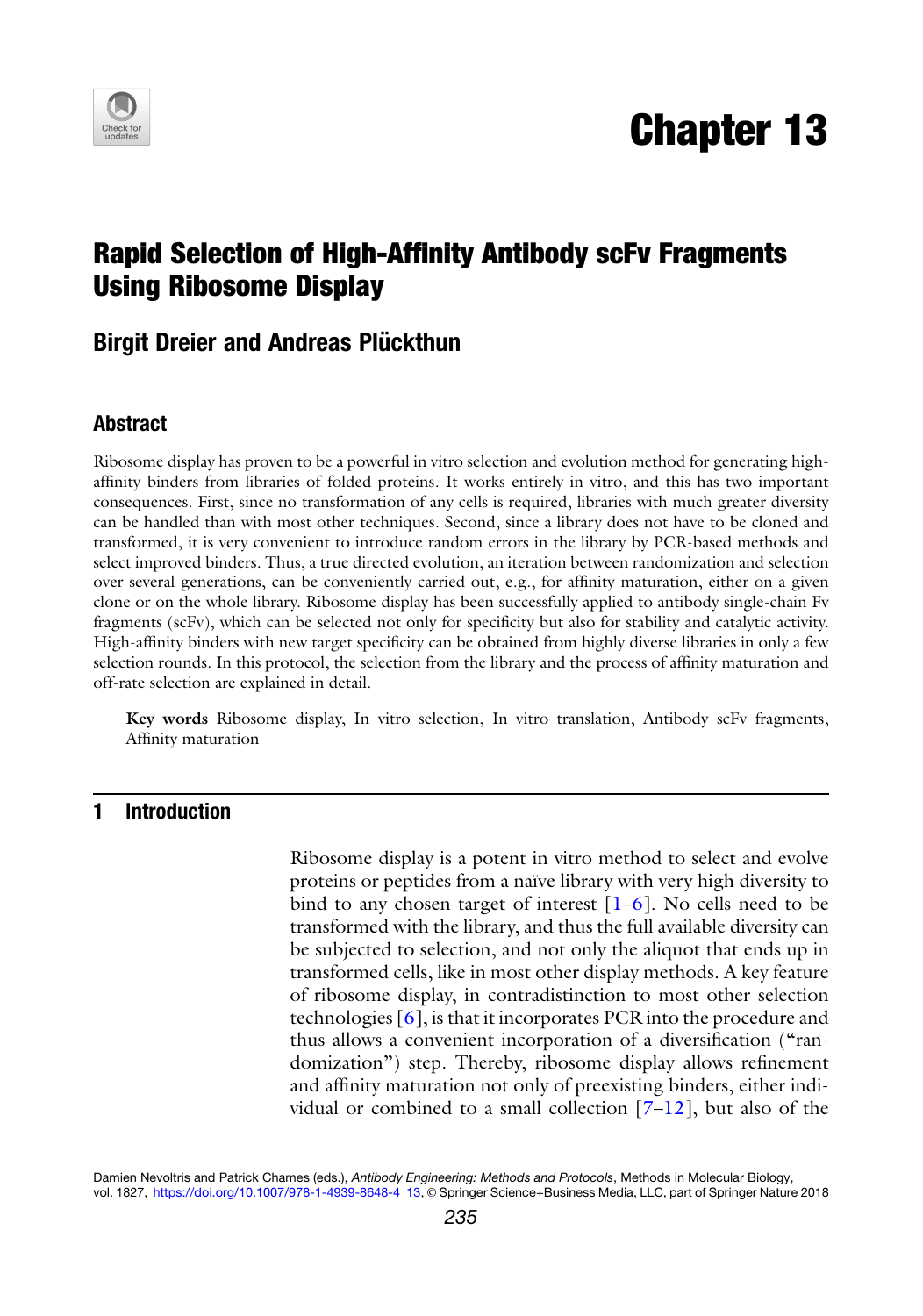# Chapter 13

## Rapid Selection of High-Affinity Antibody scFv Fragments Using Ribosome Display

### Birgit Dreier and Andreas Plückthun

### Abstract

Ribosome display has proven to be a powerful in vitro selection and evolution method for generating high-affinity binders from libraries of folded proteins. It works entirely in vitro, and this has two important consequences. First, since no transformation of any cells is required, libraries with much greater diversity can be handled than with most other techniques. Second, since a library does not have to be cloned and transformed, it is very convenient to introduce random errors in the library by PCR-based methods and select improved binders. Thus, a true directed evolution, an iteration between randomization and selection over several generations, can be conveniently carried out, e.g., for affinity maturation, either on a given clone or on the whole library. Ribosome display has been successfully applied to antibody single-chain Fv fragments (scFv), which can be selected not only for specificity but also for stability and catalytic activity. High-affinity binders with new target specificity can be obtained from highly diverse libraries in only a few selection rounds. In this protocol, the selection from the library and the process of affinity maturation and off-rate selection are explained in detail.

**Key words** Ribosome display, In vitro selection, In vitro translation, Antibody scFv fragments, Affinity maturation

## 1 Introduction

Ribosome display is a potent in vitro method to select and evolve proteins or peptides from a naïve library with very high diversity to bind to any chosen target of interest [1–6]. No cells need to be transformed with the library, and thus the full available diversity can be subjected to selection, and not only the aliquot that ends up in transformed cells, like in most other display methods. A key feature of ribosome display, in contradistinction to most other selection technologies [6], is that it incorporates PCR into the procedure and thus allows a convenient incorporation of a diversification ("randomization") step. Thereby, ribosome display allows refinement and affinity maturation not only of preexisting binders, either individual or combined to a small collection [7–12], but also of the

Damien Nevoltris and Patrick Chames (eds.), *Antibody Engineering: Methods and Protocols*, Methods in Molecular Biology, vol. 1827, https://doi.org/10.1007/978-1-4939-8648-4_13, © Springer Science+Business Media, LLC, part of Springer Nature 2018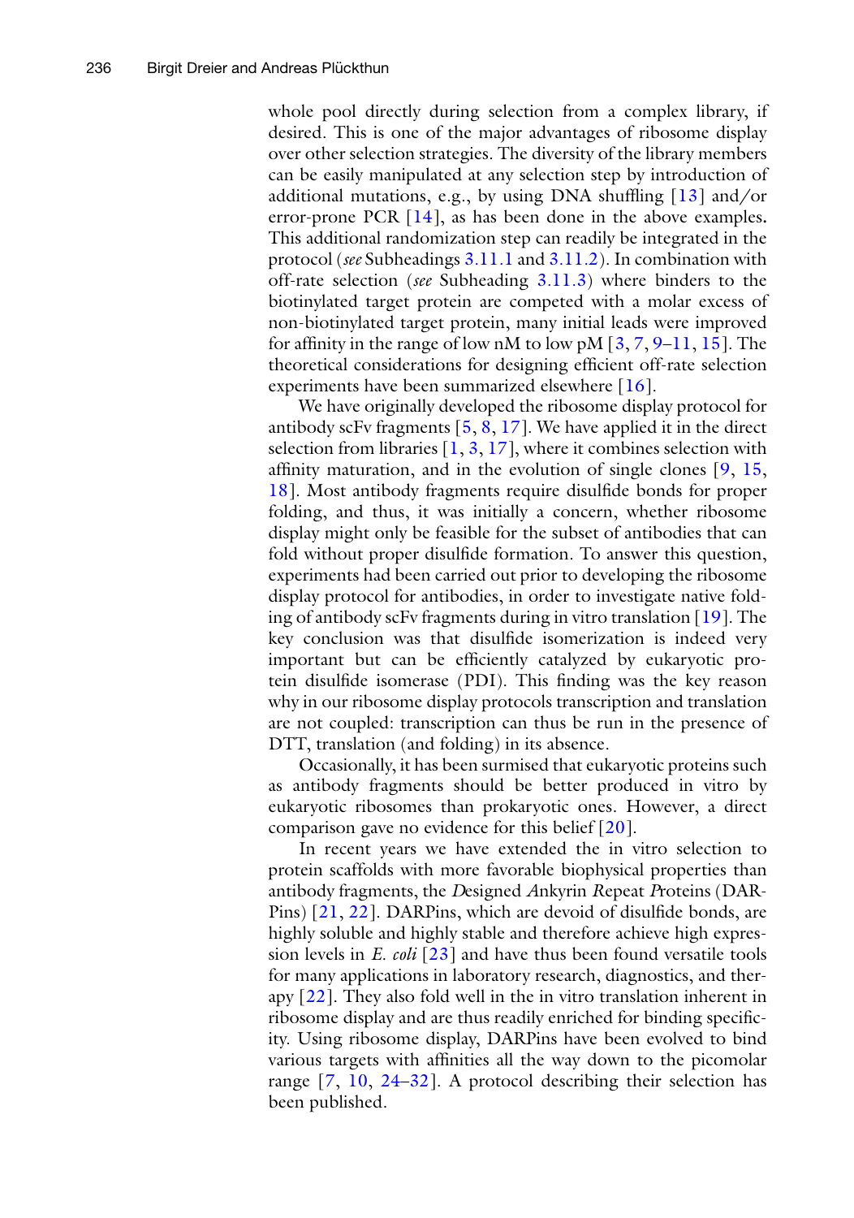whole pool directly during selection from a complex library, if desired. This is one of the major advantages of ribosome display over other selection strategies. The diversity of the library members can be easily manipulated at any selection step by introduction of additional mutations, e.g., by using DNA shuffling [13] and/or error-prone PCR [14], as has been done in the above examples. This additional randomization step can readily be integrated in the protocol (*see* Subheadings 3.11.1 and 3.11.2). In combination with off-rate selection (*see* Subheading 3.11.3) where binders to the biotinylated target protein are competed with a molar excess of non-biotinylated target protein, many initial leads were improved for affinity in the range of low nM to low pM [3, 7, 9–11, 15]. The theoretical considerations for designing efficient off-rate selection experiments have been summarized elsewhere [16].

We have originally developed the ribosome display protocol for antibody scFv fragments [5, 8, 17]. We have applied it in the direct selection from libraries [1, 3, 17], where it combines selection with affinity maturation, and in the evolution of single clones [9, 15, 18]. Most antibody fragments require disulfide bonds for proper folding, and thus, it was initially a concern, whether ribosome display might only be feasible for the subset of antibodies that can fold without proper disulfide formation. To answer this question, experiments had been carried out prior to developing the ribosome display protocol for antibodies, in order to investigate native folding of antibody scFv fragments during in vitro translation [19]. The key conclusion was that disulfide isomerization is indeed very important but can be efficiently catalyzed by eukaryotic protein disulfide isomerase (PDI). This finding was the key reason why in our ribosome display protocols transcription and translation are not coupled: transcription can thus be run in the presence of DTT, translation (and folding) in its absence.

Occasionally, it has been surmised that eukaryotic proteins such as antibody fragments should be better produced in vitro by eukaryotic ribosomes than prokaryotic ones. However, a direct comparison gave no evidence for this belief [20].

In recent years we have extended the in vitro selection to protein scaffolds with more favorable biophysical properties than antibody fragments, the *D*esigned *A*nkyrin *R*epeat *P*roteins (DARPins) [21, 22]. DARPins, which are devoid of disulfide bonds, are highly soluble and highly stable and therefore achieve high expression levels in *E. coli* [23] and have thus been found versatile tools for many applications in laboratory research, diagnostics, and therapy [22]. They also fold well in the in vitro translation inherent in ribosome display and are thus readily enriched for binding specificity. Using ribosome display, DARPins have been evolved to bind various targets with affinities all the way down to the picomolar range [7, 10, 24–32]. A protocol describing their selection has been published.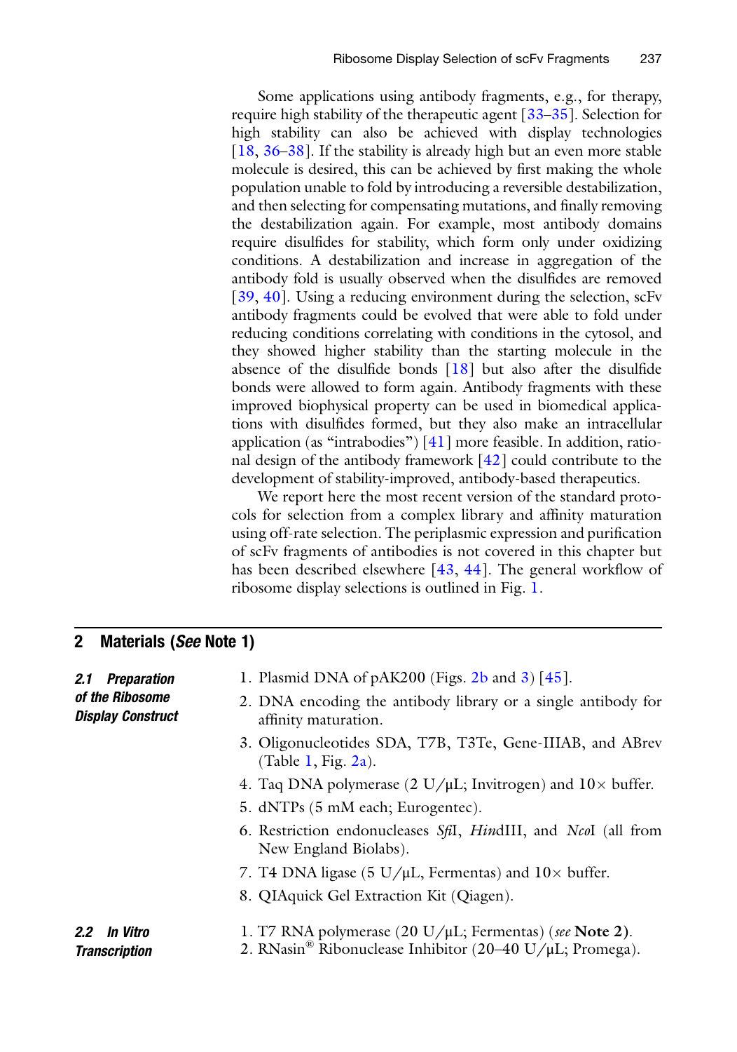Some applications using antibody fragments, e.g., for therapy, require high stability of the therapeutic agent [33–35]. Selection for high stability can also be achieved with display technologies [18, 36–38]. If the stability is already high but an even more stable molecule is desired, this can be achieved by first making the whole population unable to fold by introducing a reversible destabilization, and then selecting for compensating mutations, and finally removing the destabilization again. For example, most antibody domains require disulfides for stability, which form only under oxidizing conditions. A destabilization and increase in aggregation of the antibody fold is usually observed when the disulfides are removed [39, 40]. Using a reducing environment during the selection, scFv antibody fragments could be evolved that were able to fold under reducing conditions correlating with conditions in the cytosol, and they showed higher stability than the starting molecule in the absence of the disulfide bonds [18] but also after the disulfide bonds were allowed to form again. Antibody fragments with these improved biophysical property can be used in biomedical applications with disulfides formed, but they also make an intracellular application (as "intrabodies") [41] more feasible. In addition, rational design of the antibody framework [42] could contribute to the development of stability-improved, antibody-based therapeutics.

We report here the most recent version of the standard protocols for selection from a complex library and affinity maturation using off-rate selection. The periplasmic expression and purification of scFv fragments of antibodies is not covered in this chapter but has been described elsewhere [43, 44]. The general workflow of ribosome display selections is outlined in Fig. 1.

## 2 Materials (*See* Note 1)

### 2.1 Preparation of the Ribosome Display Construct

1. Plasmid DNA of pAK200 (Figs. 2b and 3) [45].
2. DNA encoding the antibody library or a single antibody for affinity maturation.
3. Oligonucleotides SDA, T7B, T3Te, Gene-IIIAB, and ABrev (Table 1, Fig. 2a).
4. Taq DNA polymerase (2 U/μL; Invitrogen) and 10× buffer.
5. dNTPs (5 mM each; Eurogentec).
6. Restriction endonucleases *Sfi*I, *Hin*dIII, and *Nco*I (all from New England Biolabs).
7. T4 DNA ligase (5 U/μL, Fermentas) and 10× buffer.
8. QIAquick Gel Extraction Kit (Qiagen).

### 2.2 *In Vitro* Transcription

1. T7 RNA polymerase (20 U/μL; Fermentas) (*see* **Note 2**).
2. RNasin® Ribonuclease Inhibitor (20–40 U/μL; Promega).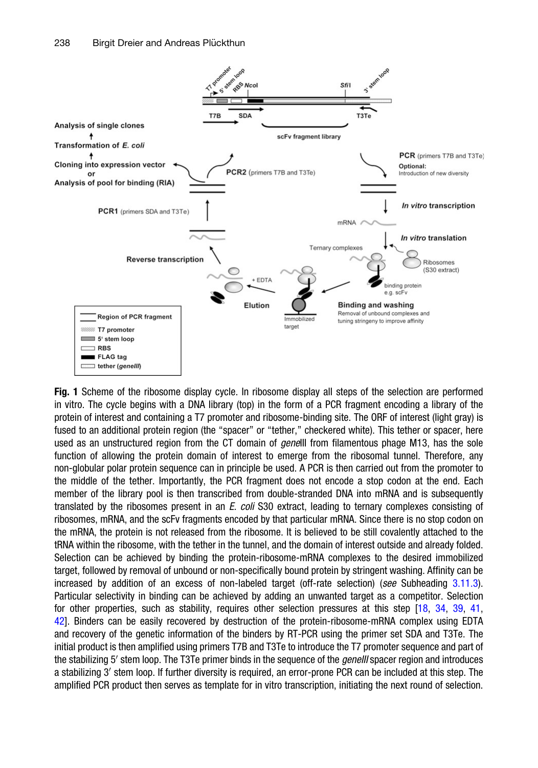T7 promoter
5' stem loop
RBS
NcoI
SfiI
3' stem loop
T7B
SDA
T3Te
scFv fragment library

Analysis of single clones

Transformation of *E. coli*

Cloning into expression vector
or
Analysis of pool for binding (RIA)

PCR2 (primers T7B and T3Te)

PCR (primers T7B and T3Te)
Optional:
Introduction of new diversity

*In vitro* transcription

PCR1 (primers SDA and T3Te)

mRNA

*In vitro* translation

Ternary complexes

Reverse transcription

Ribosomes
(S30 extract)

+ EDTA

binding protein
e.g. scFv

Elution

Immobilized
target

Binding and washing
Removal of unbound complexes and
tuning stringeny to improve affinity

Region of PCR fragment
T7 promoter
5' stem loop
RBS
FLAG tag
tether (*geneIII*)

**Fig. 1** Scheme of the ribosome display cycle. In ribosome display all steps of the selection are performed in vitro. The cycle begins with a DNA library (top) in the form of a PCR fragment encoding a library of the protein of interest and containing a T7 promoter and ribosome-binding site. The ORF of interest (light gray) is fused to an additional protein region (the "spacer" or "tether," checkered white). This tether or spacer, here used as an unstructured region from the CT domain of *gene*III from filamentous phage M13, has the sole function of allowing the protein domain of interest to emerge from the ribosomal tunnel. Therefore, any non-globular polar protein sequence can in principle be used. A PCR is then carried out from the promoter to the middle of the tether. Importantly, the PCR fragment does not encode a stop codon at the end. Each member of the library pool is then transcribed from double-stranded DNA into mRNA and is subsequently translated by the ribosomes present in an *E. coli* S30 extract, leading to ternary complexes consisting of ribosomes, mRNA, and the scFv fragments encoded by that particular mRNA. Since there is no stop codon on the mRNA, the protein is not released from the ribosome. It is believed to be still covalently attached to the tRNA within the ribosome, with the tether in the tunnel, and the domain of interest outside and already folded. Selection can be achieved by binding the protein-ribosome-mRNA complexes to the desired immobilized target, followed by removal of unbound or non-specifically bound protein by stringent washing. Affinity can be increased by addition of an excess of non-labeled target (off-rate selection) (*see* Subheading 3.11.3). Particular selectivity in binding can be achieved by adding an unwanted target as a competitor. Selection for other properties, such as stability, requires other selection pressures at this step [18, 34, 39, 41, 42]. Binders can be easily recovered by destruction of the protein-ribosome-mRNA complex using EDTA and recovery of the genetic information of the binders by RT-PCR using the primer set SDA and T3Te. The initial product is then amplified using primers T7B and T3Te to introduce the T7 promoter sequence and part of the stabilizing 5′ stem loop. The T3Te primer binds in the sequence of the *geneIII* spacer region and introduces a stabilizing 3′ stem loop. If further diversity is required, an error-prone PCR can be included at this step. The amplified PCR product then serves as template for in vitro transcription, initiating the next round of selection.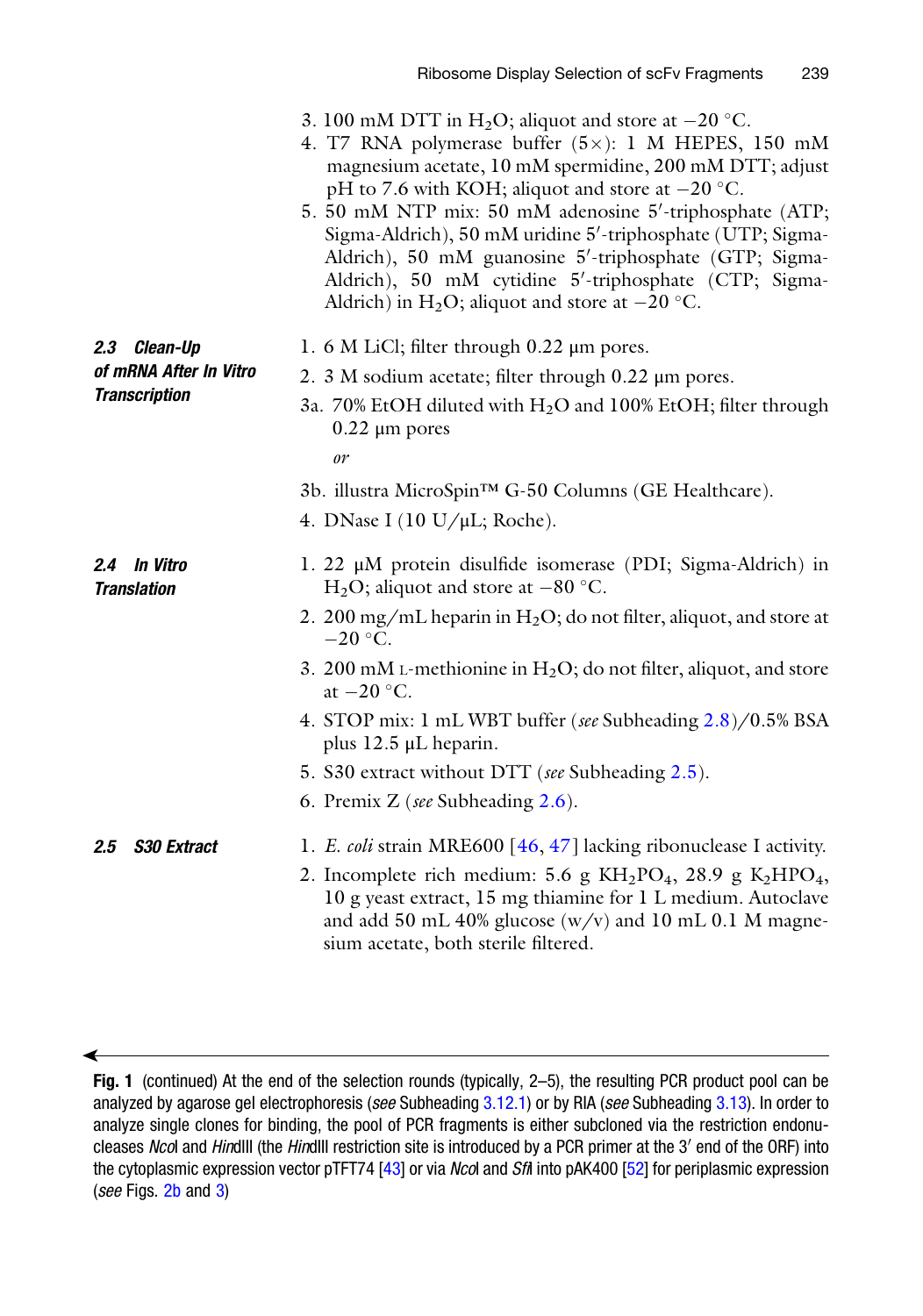3. 100 mM DTT in $H_2O$; aliquot and store at −20 °C.
4. T7 RNA polymerase buffer (5×): 1 M HEPES, 150 mM magnesium acetate, 10 mM spermidine, 200 mM DTT; adjust pH to 7.6 with KOH; aliquot and store at −20 °C.
5. 50 mM NTP mix: 50 mM adenosine 5′-triphosphate (ATP; Sigma-Aldrich), 50 mM uridine 5′-triphosphate (UTP; Sigma-Aldrich), 50 mM guanosine 5′-triphosphate (GTP; Sigma-Aldrich), 50 mM cytidine 5′-triphosphate (CTP; Sigma-Aldrich) in $H_2O$; aliquot and store at −20 °C.

### *2.3 Clean-Up of mRNA After In Vitro Transcription*

1. 6 M LiCl; filter through 0.22 μm pores.
2. 3 M sodium acetate; filter through 0.22 μm pores.

3a. 70% EtOH diluted with $H_2O$ and 100% EtOH; filter through 0.22 μm pores

*or*

3b. illustra MicroSpin™ G-50 Columns (GE Healthcare).

4. DNase I (10 U/μL; Roche).

### *2.4 In Vitro Translation*

1. 22 μM protein disulfide isomerase (PDI; Sigma-Aldrich) in $H_2O$; aliquot and store at −80 °C.
2. 200 mg/mL heparin in $H_2O$; do not filter, aliquot, and store at −20 °C.
3. 200 mM L-methionine in $H_2O$; do not filter, aliquot, and store at −20 °C.
4. STOP mix: 1 mL WBT buffer (*see* Subheading 2.8)/0.5% BSA plus 12.5 μL heparin.
5. S30 extract without DTT (*see* Subheading 2.5).
6. Premix Z (*see* Subheading 2.6).

### *2.5 S30 Extract*

1. *E. coli* strain MRE600 [46, 47] lacking ribonuclease I activity.
2. Incomplete rich medium: 5.6 g $KH_2PO_4$, 28.9 g $K_2HPO_4$, 10 g yeast extract, 15 mg thiamine for 1 L medium. Autoclave and add 50 mL 40% glucose (w/v) and 10 mL 0.1 M magnesium acetate, both sterile filtered.

**Fig. 1** (continued) At the end of the selection rounds (typically, 2–5), the resulting PCR product pool can be analyzed by agarose gel electrophoresis (*see* Subheading 3.12.1) or by RIA (*see* Subheading 3.13). In order to analyze single clones for binding, the pool of PCR fragments is either subcloned via the restriction endonucleases *Nco*I and *Hin*dIII (the *Hin*dIII restriction site is introduced by a PCR primer at the 3′ end of the ORF) into the cytoplasmic expression vector pTFT74 [43] or via *Nco*I and *Sfi*I into pAK400 [52] for periplasmic expression (*see* Figs. 2b and 3)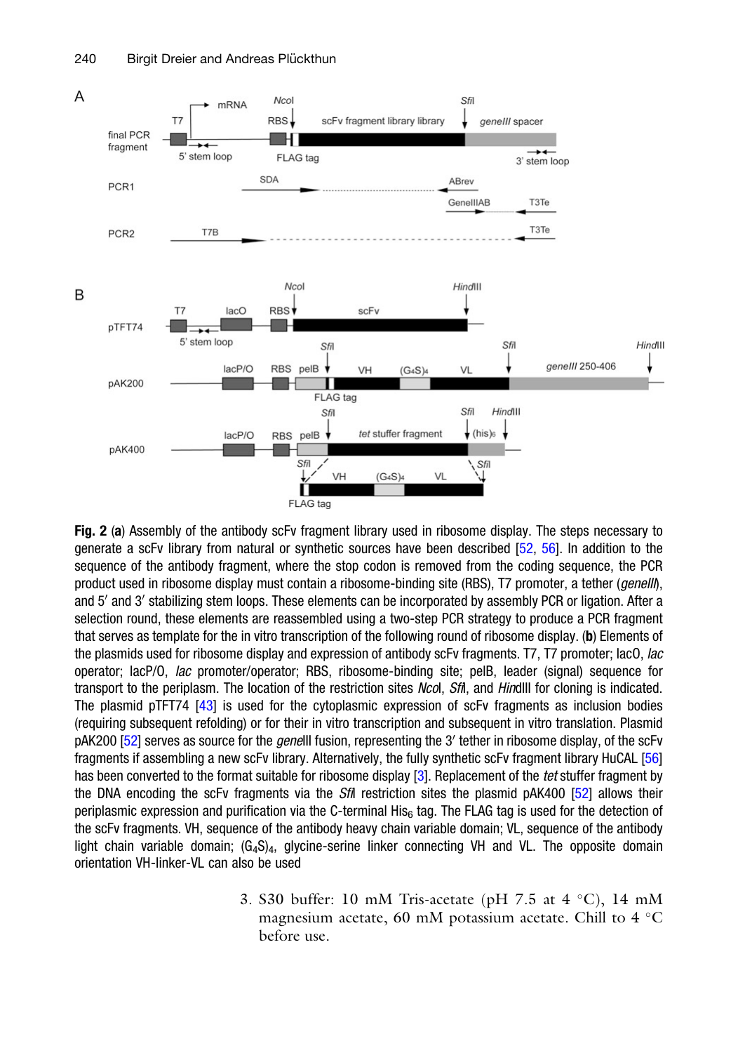**Fig. 2** (**a**) Assembly of the antibody scFv fragment library used in ribosome display. The steps necessary to generate a scFv library from natural or synthetic sources have been described [52, 56]. In addition to the sequence of the antibody fragment, where the stop codon is removed from the coding sequence, the PCR product used in ribosome display must contain a ribosome-binding site (RBS), T7 promoter, a tether (*geneIII*), and 5′ and 3′ stabilizing stem loops. These elements can be incorporated by assembly PCR or ligation. After a selection round, these elements are reassembled using a two-step PCR strategy to produce a PCR fragment that serves as template for the in vitro transcription of the following round of ribosome display. (**b**) Elements of the plasmids used for ribosome display and expression of antibody scFv fragments. T7, T7 promoter; lacO, *lac* operator; lacP/O, *lac* promoter/operator; RBS, ribosome-binding site; pelB, leader (signal) sequence for transport to the periplasm. The location of the restriction sites *Nco*I, *Sfi*I, and *Hin*dIII for cloning is indicated. The plasmid pTFT74 [43] is used for the cytoplasmic expression of scFv fragments as inclusion bodies (requiring subsequent refolding) or for their in vitro transcription and subsequent in vitro translation. Plasmid pAK200 [52] serves as source for the *gene*III fusion, representing the 3′ tether in ribosome display, of the scFv fragments if assembling a new scFv library. Alternatively, the fully synthetic scFv fragment library HuCAL [56] has been converted to the format suitable for ribosome display [3]. Replacement of the *tet* stuffer fragment by the DNA encoding the scFv fragments via the *Sfi*I restriction sites the plasmid pAK400 [52] allows their periplasmic expression and purification via the C-terminal $His_6$ tag. The FLAG tag is used for the detection of the scFv fragments. VH, sequence of the antibody heavy chain variable domain; VL, sequence of the antibody light chain variable domain; $(G_4S)_4$, glycine-serine linker connecting VH and VL. The opposite domain orientation VH-linker-VL can also be used

3. S30 buffer: 10 mM Tris-acetate (pH 7.5 at 4 °C), 14 mM magnesium acetate, 60 mM potassium acetate. Chill to 4 °C before use.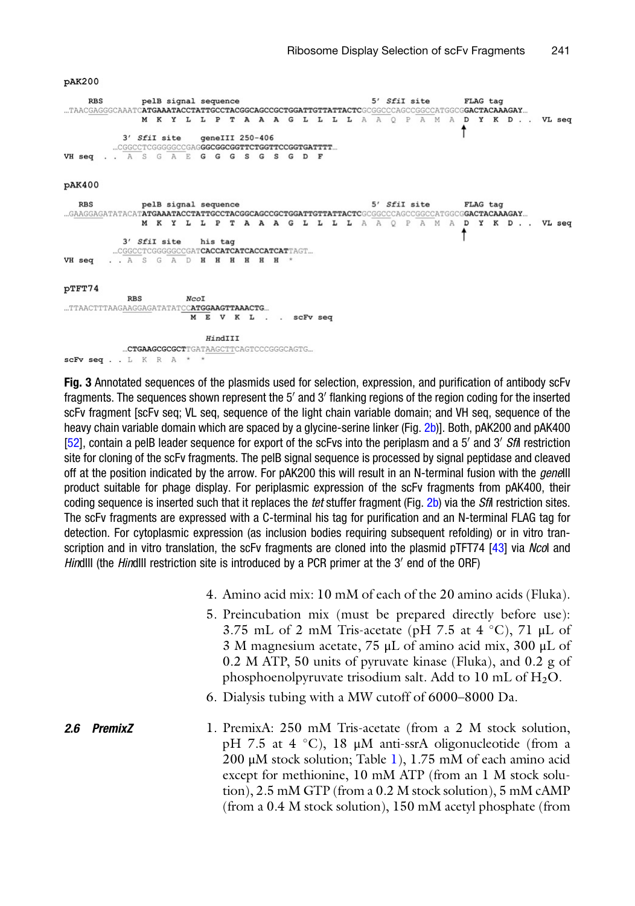pAK200

```
    RBS         pelB signal sequence                                  5' SfiI site        FLAG tag
...TAACGAGGGCAAATCATGAAATACCTATTGCCTACGGCAGCCGCTGGATTGTTATTACTCGCGGCCCAGCCGGCCATGGCGGACTACAAAGAY...
                M  K  Y  L  L  P  T  A  A  A  G  L  L  L  L  A  A  Q  P  A  M  A  D  Y  K  D . .   VL seq
                                                                                   ↑
           3' SfiI site     geneIII 250-406
        ...CGGCCTCGGGGGCCGAGGGCGGCGGTTCTGGTTCCGGTGATTTT...
VH seq  . .  A  S  G  A  E  G  G  G  S  G  S  G  D  F
```

pAK400

```
    RBS         pelB signal sequence                                  5' SfiI site        FLAG tag
...GAAGGAGATATACATATGAAATACCTATTGCCTACGGCAGCCGCTGGATTGTTATTACTCGCGGCCCAGCCGGCCATGGCGGACTACAAAGAY...
                M  K  Y  L  L  P  T  A  A  A  G  L  L  L  L  A  A  Q  P  A  M  A  D  Y  K  D . .   VL seq
                                                                                   ↑
           3' SfiI site     his tag
        ...CGGCCTCGGGGGCCGATCACCATCATCACCATCATTAGT...
VH seq  . .  A  S  G  A  D  H  H  H  H  H  H  *
```

pTFT74

```
             RBS           NcoI
...TTAACTTTAAGAAGGAGATATATCCATGGAAGTTAAACTG...
                             M  E  V  K  L  . .  scFv seq

                              HindIII
          ...CTGAAGCGCGCTTGATAAGCTTCAGTCCCGGGCAGTG...
scFv seq . .  L  K  R  A  *  *
```

**Fig. 3** Annotated sequences of the plasmids used for selection, expression, and purification of antibody scFv fragments. The sequences shown represent the 5′ and 3′ flanking regions of the region coding for the inserted scFv fragment [scFv seq; VL seq, sequence of the light chain variable domain; and VH seq, sequence of the heavy chain variable domain which are spaced by a glycine-serine linker (Fig. 2b)]. Both, pAK200 and pAK400 [52], contain a pelB leader sequence for export of the scFvs into the periplasm and a 5′ and 3′ *Sfi*I restriction site for cloning of the scFv fragments. The pelB signal sequence is processed by signal peptidase and cleaved off at the position indicated by the arrow. For pAK200 this will result in an N-terminal fusion with the *gene*III product suitable for phage display. For periplasmic expression of the scFv fragments from pAK400, their coding sequence is inserted such that it replaces the *tet* stuffer fragment (Fig. 2b) via the *Sfi*I restriction sites. The scFv fragments are expressed with a C-terminal his tag for purification and an N-terminal FLAG tag for detection. For cytoplasmic expression (as inclusion bodies requiring subsequent refolding) or in vitro transcription and in vitro translation, the scFv fragments are cloned into the plasmid pTFT74 [43] via *Nco*I and *Hin*dIII (the *Hin*dIII restriction site is introduced by a PCR primer at the 3′ end of the ORF)

4. Amino acid mix: 10 mM of each of the 20 amino acids (Fluka).
5. Preincubation mix (must be prepared directly before use): 3.75 mL of 2 mM Tris-acetate (pH 7.5 at 4 °C), 71 μL of 3 M magnesium acetate, 75 μL of amino acid mix, 300 μL of 0.2 M ATP, 50 units of pyruvate kinase (Fluka), and 0.2 g of phosphoenolpyruvate trisodium salt. Add to 10 mL of $H_2O$.
6. Dialysis tubing with a MW cutoff of 6000–8000 Da.

### 2.6 PremixZ

1. PremixA: 250 mM Tris-acetate (from a 2 M stock solution, pH 7.5 at 4 °C), 18 μM anti-ssrA oligonucleotide (from a 200 μM stock solution; Table 1), 1.75 mM of each amino acid except for methionine, 10 mM ATP (from an 1 M stock solution), 2.5 mM GTP (from a 0.2 M stock solution), 5 mM cAMP (from a 0.4 M stock solution), 150 mM acetyl phosphate (from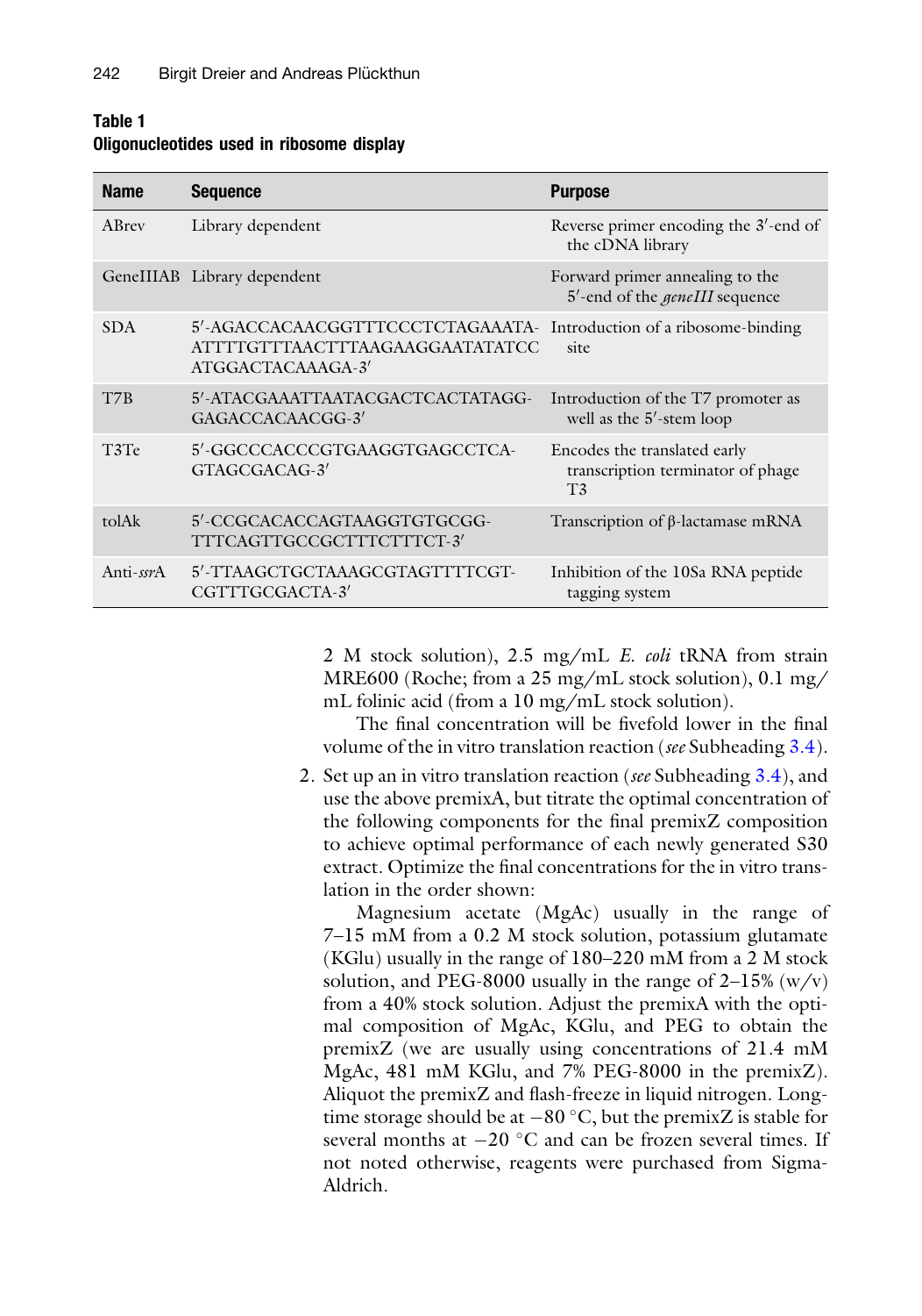**Table 1**
**Oligonucleotides used in ribosome display**

| Name | Sequence | Purpose |
|---|---|---|
| ABrev | Library dependent | Reverse primer encoding the 3′-end of the cDNA library |
| GeneIIIAB | Library dependent | Forward primer annealing to the 5′-end of the *geneIII* sequence |
| SDA | 5′-AGACCACAACGGTTTCCCTCTAGAAATAATTTTGTTTAACTTTAAGAAGGAATATATCCATGGACTACAAAGA-3′ | Introduction of a ribosome-binding site |
| T7B | 5′-ATACGAAATTAATACGACTCACTATAGGGAGACCACAACGG-3′ | Introduction of the T7 promoter as well as the 5′-stem loop |
| T3Te | 5′-GGCCCACCCGTGAAGGTGAGCCTCAGTAGCGACAG-3′ | Encodes the translated early transcription terminator of phage T3 |
| tolAk | 5′-CCGCACACCAGTAAGGTGTGCGGTTTCAGTTGCCGCTTTCTTTCT-3′ | Transcription of β-lactamase mRNA |
| Anti-*ssr*A | 5′-TTAAGCTGCTAAAGCGTAGTTTTCGTCGTTTGCGACTA-3′ | Inhibition of the 10Sa RNA peptide tagging system |

2 M stock solution), 2.5 mg/mL *E. coli* tRNA from strain MRE600 (Roche; from a 25 mg/mL stock solution), 0.1 mg/mL folinic acid (from a 10 mg/mL stock solution).

The final concentration will be fivefold lower in the final volume of the in vitro translation reaction (*see* Subheading 3.4).

2. Set up an in vitro translation reaction (*see* Subheading 3.4), and use the above premixA, but titrate the optimal concentration of the following components for the final premixZ composition to achieve optimal performance of each newly generated S30 extract. Optimize the final concentrations for the in vitro translation in the order shown:

   Magnesium acetate (MgAc) usually in the range of 7–15 mM from a 0.2 M stock solution, potassium glutamate (KGlu) usually in the range of 180–220 mM from a 2 M stock solution, and PEG-8000 usually in the range of 2–15% (w/v) from a 40% stock solution. Adjust the premixA with the optimal composition of MgAc, KGlu, and PEG to obtain the premixZ (we are usually using concentrations of 21.4 mM MgAc, 481 mM KGlu, and 7% PEG-8000 in the premixZ). Aliquot the premixZ and flash-freeze in liquid nitrogen. Long-time storage should be at −80 °C, but the premixZ is stable for several months at −20 °C and can be frozen several times. If not noted otherwise, reagents were purchased from Sigma-Aldrich.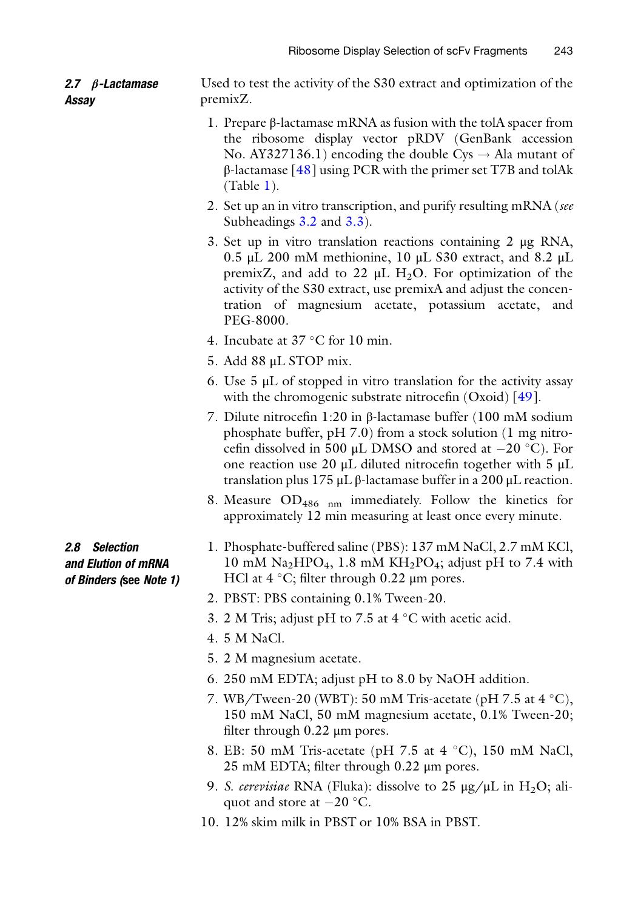### 2.7 β-Lactamase Assay

Used to test the activity of the S30 extract and optimization of the premixZ.

1. Prepare β-lactamase mRNA as fusion with the tolA spacer from the ribosome display vector pRDV (GenBank accession No. AY327136.1) encoding the double Cys → Ala mutant of β-lactamase [48] using PCR with the primer set T7B and tolAk (Table 1).
2. Set up an in vitro transcription, and purify resulting mRNA (*see* Subheadings 3.2 and 3.3).
3. Set up in vitro translation reactions containing 2 μg RNA, 0.5 μL 200 mM methionine, 10 μL S30 extract, and 8.2 μL premixZ, and add to 22 μL $H_2O$. For optimization of the activity of the S30 extract, use premixA and adjust the concentration of magnesium acetate, potassium acetate, and PEG-8000.
4. Incubate at 37 °C for 10 min.
5. Add 88 μL STOP mix.
6. Use 5 μL of stopped in vitro translation for the activity assay with the chromogenic substrate nitrocefin (Oxoid) [49].
7. Dilute nitrocefin 1:20 in β-lactamase buffer (100 mM sodium phosphate buffer, pH 7.0) from a stock solution (1 mg nitrocefin dissolved in 500 μL DMSO and stored at −20 °C). For one reaction use 20 μL diluted nitrocefin together with 5 μL translation plus 175 μL β-lactamase buffer in a 200 μL reaction.
8. Measure $OD_{486\ nm}$ immediately. Follow the kinetics for approximately 12 min measuring at least once every minute.

### 2.8 Selection and Elution of mRNA of Binders (see Note 1)

1. Phosphate-buffered saline (PBS): 137 mM NaCl, 2.7 mM KCl, 10 mM $Na_2HPO_4$, 1.8 mM $KH_2PO_4$; adjust pH to 7.4 with HCl at 4 °C; filter through 0.22 μm pores.
2. PBST: PBS containing 0.1% Tween-20.
3. 2 M Tris; adjust pH to 7.5 at 4 °C with acetic acid.
4. 5 M NaCl.
5. 2 M magnesium acetate.
6. 250 mM EDTA; adjust pH to 8.0 by NaOH addition.
7. WB/Tween-20 (WBT): 50 mM Tris-acetate (pH 7.5 at 4 °C), 150 mM NaCl, 50 mM magnesium acetate, 0.1% Tween-20; filter through 0.22 μm pores.
8. EB: 50 mM Tris-acetate (pH 7.5 at 4 °C), 150 mM NaCl, 25 mM EDTA; filter through 0.22 μm pores.
9. *S. cerevisiae* RNA (Fluka): dissolve to 25 μg/μL in $H_2O$; aliquot and store at −20 °C.
10. 12% skim milk in PBST or 10% BSA in PBST.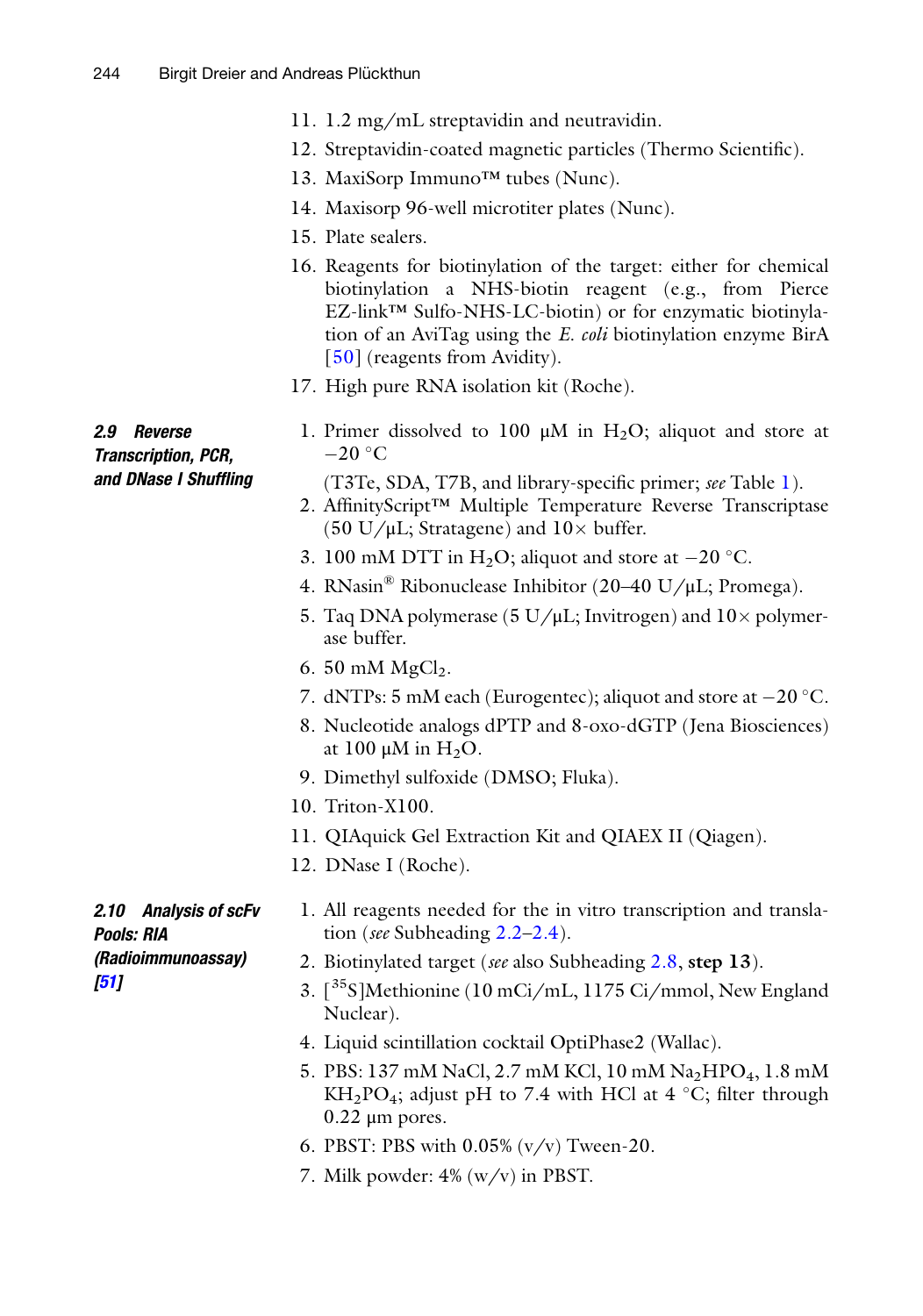11. 1.2 mg/mL streptavidin and neutravidin.
12. Streptavidin-coated magnetic particles (Thermo Scientific).
13. MaxiSorp Immuno™ tubes (Nunc).
14. Maxisorp 96-well microtiter plates (Nunc).
15. Plate sealers.
16. Reagents for biotinylation of the target: either for chemical biotinylation a NHS-biotin reagent (e.g., from Pierce EZ-link™ Sulfo-NHS-LC-biotin) or for enzymatic biotinylation of an AviTag using the *E. coli* biotinylation enzyme BirA [50] (reagents from Avidity).
17. High pure RNA isolation kit (Roche).

### 2.9 Reverse Transcription, PCR, and DNase I Shuffling

1. Primer dissolved to 100 μM in $H_2O$; aliquot and store at −20 °C

   (T3Te, SDA, T7B, and library-specific primer; *see* Table 1).
2. AffinityScript™ Multiple Temperature Reverse Transcriptase (50 U/μL; Stratagene) and 10× buffer.
3. 100 mM DTT in $H_2O$; aliquot and store at −20 °C.
4. RNasin® Ribonuclease Inhibitor (20–40 U/μL; Promega).
5. Taq DNA polymerase (5 U/μL; Invitrogen) and 10× polymerase buffer.
6. 50 mM $MgCl_2$.
7. dNTPs: 5 mM each (Eurogentec); aliquot and store at −20 °C.
8. Nucleotide analogs dPTP and 8-oxo-dGTP (Jena Biosciences) at 100 μM in $H_2O$.
9. Dimethyl sulfoxide (DMSO; Fluka).
10. Triton-X100.
11. QIAquick Gel Extraction Kit and QIAEX II (Qiagen).
12. DNase I (Roche).

### 2.10 Analysis of scFv Pools: RIA (Radioimmunoassay) [51]

1. All reagents needed for the in vitro transcription and translation (*see* Subheading 2.2–2.4).
2. Biotinylated target (*see* also Subheading 2.8, **step 13**).
3. [$^{35}$S]Methionine (10 mCi/mL, 1175 Ci/mmol, New England Nuclear).
4. Liquid scintillation cocktail OptiPhase2 (Wallac).
5. PBS: 137 mM NaCl, 2.7 mM KCl, 10 mM $Na_2HPO_4$, 1.8 mM $KH_2PO_4$; adjust pH to 7.4 with HCl at 4 °C; filter through 0.22 μm pores.
6. PBST: PBS with 0.05% (v/v) Tween-20.
7. Milk powder: 4% (w/v) in PBST.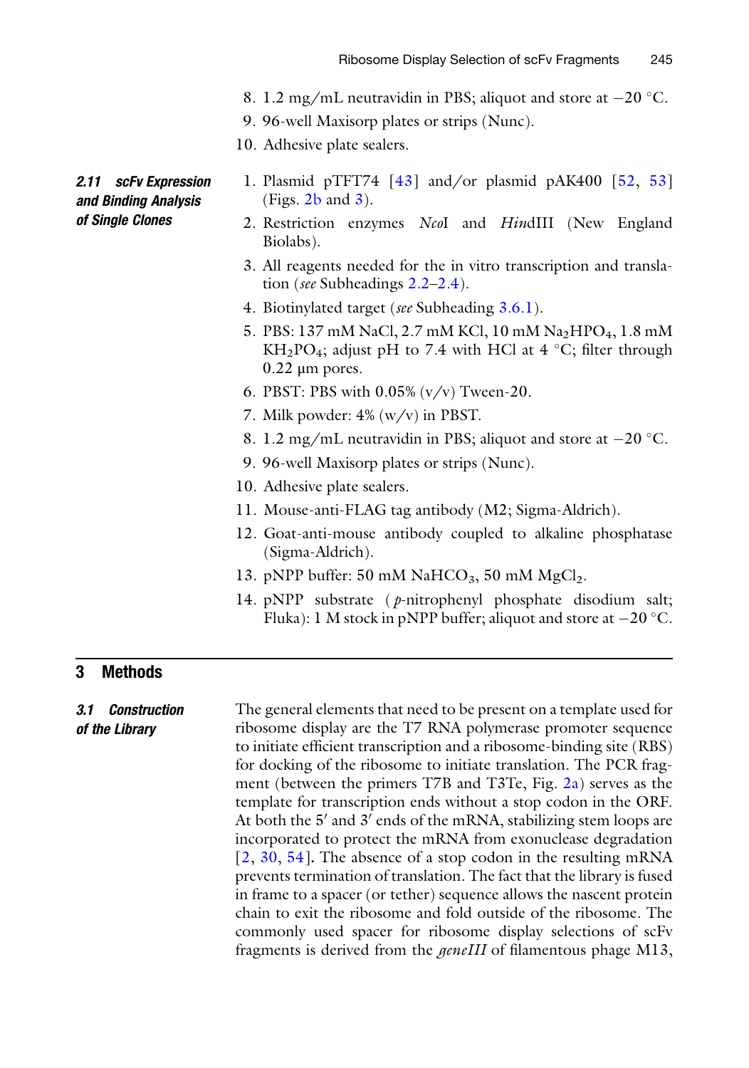8. 1.2 mg/mL neutravidin in PBS; aliquot and store at −20 °C.
9. 96-well Maxisorp plates or strips (Nunc).
10. Adhesive plate sealers.

### 2.11 scFv Expression and Binding Analysis of Single Clones

1. Plasmid pTFT74 [43] and/or plasmid pAK400 [52, 53] (Figs. 2b and 3).
2. Restriction enzymes *Nco*I and *Hin*dIII (New England Biolabs).
3. All reagents needed for the in vitro transcription and translation (*see* Subheadings 2.2–2.4).
4. Biotinylated target (*see* Subheading 3.6.1).
5. PBS: 137 mM NaCl, 2.7 mM KCl, 10 mM $Na_2HPO_4$, 1.8 mM $KH_2PO_4$; adjust pH to 7.4 with HCl at 4 °C; filter through 0.22 μm pores.
6. PBST: PBS with 0.05% (v/v) Tween-20.
7. Milk powder: 4% (w/v) in PBST.
8. 1.2 mg/mL neutravidin in PBS; aliquot and store at −20 °C.
9. 96-well Maxisorp plates or strips (Nunc).
10. Adhesive plate sealers.
11. Mouse-anti-FLAG tag antibody (M2; Sigma-Aldrich).
12. Goat-anti-mouse antibody coupled to alkaline phosphatase (Sigma-Aldrich).
13. pNPP buffer: 50 mM $NaHCO_3$, 50 mM $MgCl_2$.
14. pNPP substrate (*p*-nitrophenyl phosphate disodium salt; Fluka): 1 M stock in pNPP buffer; aliquot and store at −20 °C.

## 3 Methods

### 3.1 Construction of the Library

The general elements that need to be present on a template used for ribosome display are the T7 RNA polymerase promoter sequence to initiate efficient transcription and a ribosome-binding site (RBS) for docking of the ribosome to initiate translation. The PCR fragment (between the primers T7B and T3Te, Fig. 2a) serves as the template for transcription ends without a stop codon in the ORF. At both the 5′ and 3′ ends of the mRNA, stabilizing stem loops are incorporated to protect the mRNA from exonuclease degradation [2, 30, 54]. The absence of a stop codon in the resulting mRNA prevents termination of translation. The fact that the library is fused in frame to a spacer (or tether) sequence allows the nascent protein chain to exit the ribosome and fold outside of the ribosome. The commonly used spacer for ribosome display selections of scFv fragments is derived from the *geneIII* of filamentous phage M13,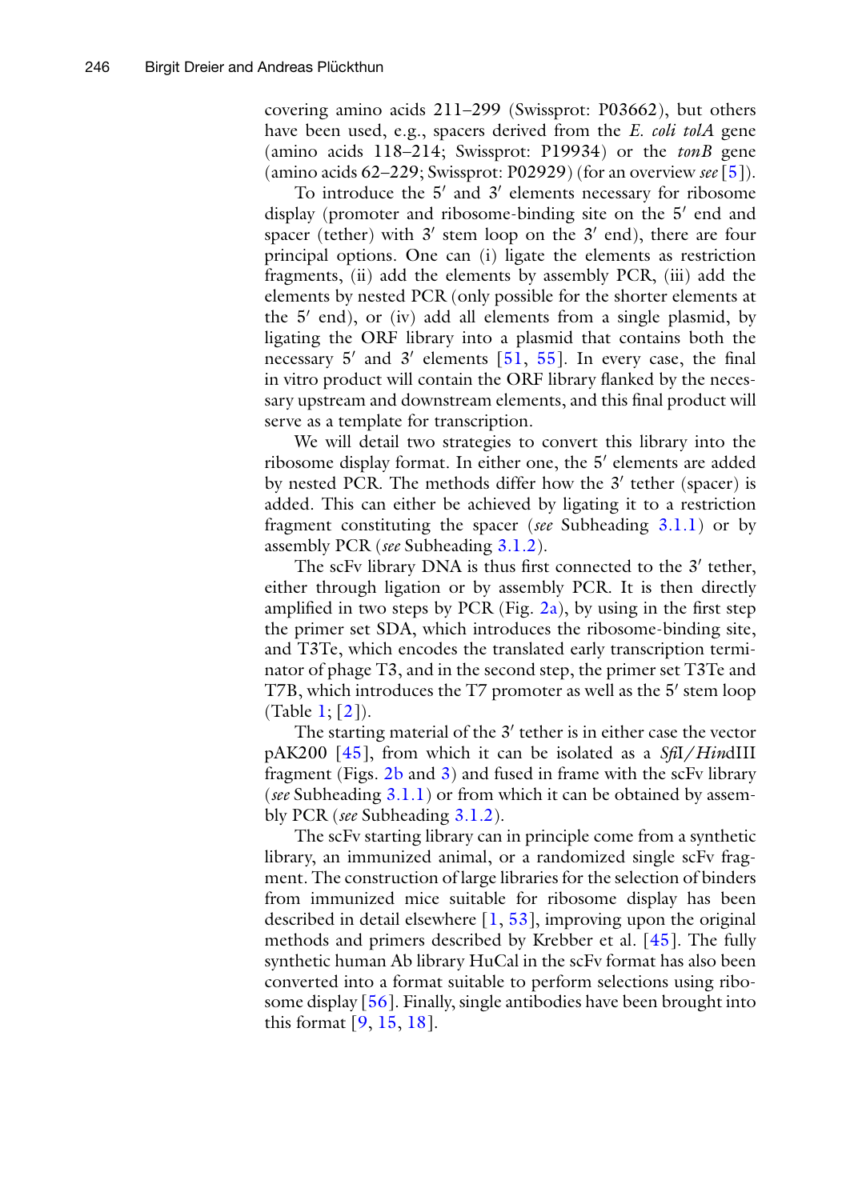covering amino acids 211–299 (Swissprot: P03662), but others have been used, e.g., spacers derived from the *E. coli tolA* gene (amino acids 118–214; Swissprot: P19934) or the *tonB* gene (amino acids 62–229; Swissprot: P02929) (for an overview *see* [5]).

To introduce the 5′ and 3′ elements necessary for ribosome display (promoter and ribosome-binding site on the 5′ end and spacer (tether) with 3′ stem loop on the 3′ end), there are four principal options. One can (i) ligate the elements as restriction fragments, (ii) add the elements by assembly PCR, (iii) add the elements by nested PCR (only possible for the shorter elements at the 5′ end), or (iv) add all elements from a single plasmid, by ligating the ORF library into a plasmid that contains both the necessary 5′ and 3′ elements [51, 55]. In every case, the final in vitro product will contain the ORF library flanked by the necessary upstream and downstream elements, and this final product will serve as a template for transcription.

We will detail two strategies to convert this library into the ribosome display format. In either one, the 5′ elements are added by nested PCR. The methods differ how the 3′ tether (spacer) is added. This can either be achieved by ligating it to a restriction fragment constituting the spacer (*see* Subheading 3.1.1) or by assembly PCR (*see* Subheading 3.1.2).

The scFv library DNA is thus first connected to the 3′ tether, either through ligation or by assembly PCR. It is then directly amplified in two steps by PCR (Fig. 2a), by using in the first step the primer set SDA, which introduces the ribosome-binding site, and T3Te, which encodes the translated early transcription terminator of phage T3, and in the second step, the primer set T3Te and T7B, which introduces the T7 promoter as well as the 5′ stem loop (Table 1; [2]).

The starting material of the 3′ tether is in either case the vector pAK200 [45], from which it can be isolated as a *Sfi*I/*Hin*dIII fragment (Figs. 2b and 3) and fused in frame with the scFv library (*see* Subheading 3.1.1) or from which it can be obtained by assembly PCR (*see* Subheading 3.1.2).

The scFv starting library can in principle come from a synthetic library, an immunized animal, or a randomized single scFv fragment. The construction of large libraries for the selection of binders from immunized mice suitable for ribosome display has been described in detail elsewhere [1, 53], improving upon the original methods and primers described by Krebber et al. [45]. The fully synthetic human Ab library HuCal in the scFv format has also been converted into a format suitable to perform selections using ribosome display [56]. Finally, single antibodies have been brought into this format [9, 15, 18].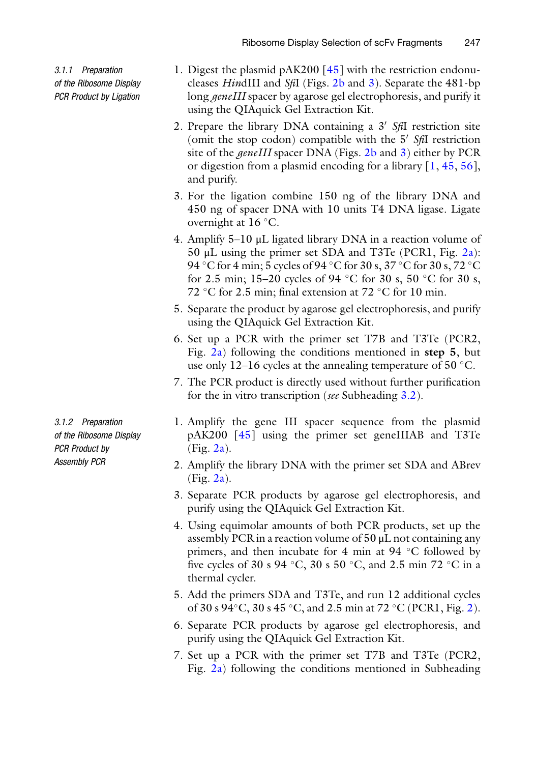#### 3.1.1 Preparation of the Ribosome Display PCR Product by Ligation

1. Digest the plasmid pAK200 [45] with the restriction endonucleases *Hin*dIII and *Sfi*I (Figs. 2b and 3). Separate the 481-bp long *geneIII* spacer by agarose gel electrophoresis, and purify it using the QIAquick Gel Extraction Kit.
2. Prepare the library DNA containing a 3′ *Sfi*I restriction site (omit the stop codon) compatible with the 5′ *Sfi*I restriction site of the *geneIII* spacer DNA (Figs. 2b and 3) either by PCR or digestion from a plasmid encoding for a library [1, 45, 56], and purify.
3. For the ligation combine 150 ng of the library DNA and 450 ng of spacer DNA with 10 units T4 DNA ligase. Ligate overnight at 16 °C.
4. Amplify 5–10 μL ligated library DNA in a reaction volume of 50 μL using the primer set SDA and T3Te (PCR1, Fig. 2a): 94 °C for 4 min; 5 cycles of 94 °C for 30 s, 37 °C for 30 s, 72 °C for 2.5 min; 15–20 cycles of 94 °C for 30 s, 50 °C for 30 s, 72 °C for 2.5 min; final extension at 72 °C for 10 min.
5. Separate the product by agarose gel electrophoresis, and purify using the QIAquick Gel Extraction Kit.
6. Set up a PCR with the primer set T7B and T3Te (PCR2, Fig. 2a) following the conditions mentioned in **step 5**, but use only 12–16 cycles at the annealing temperature of 50 °C.
7. The PCR product is directly used without further purification for the in vitro transcription (*see* Subheading 3.2).

#### 3.1.2 Preparation of the Ribosome Display PCR Product by Assembly PCR

1. Amplify the gene III spacer sequence from the plasmid pAK200 [45] using the primer set geneIIIAB and T3Te (Fig. 2a).
2. Amplify the library DNA with the primer set SDA and ABrev (Fig. 2a).
3. Separate PCR products by agarose gel electrophoresis, and purify using the QIAquick Gel Extraction Kit.
4. Using equimolar amounts of both PCR products, set up the assembly PCR in a reaction volume of 50 μL not containing any primers, and then incubate for 4 min at 94 °C followed by five cycles of 30 s 94 °C, 30 s 50 °C, and 2.5 min 72 °C in a thermal cycler.
5. Add the primers SDA and T3Te, and run 12 additional cycles of 30 s 94°C, 30 s 45 °C, and 2.5 min at 72 °C (PCR1, Fig. 2).
6. Separate PCR products by agarose gel electrophoresis, and purify using the QIAquick Gel Extraction Kit.
7. Set up a PCR with the primer set T7B and T3Te (PCR2, Fig. 2a) following the conditions mentioned in Subheading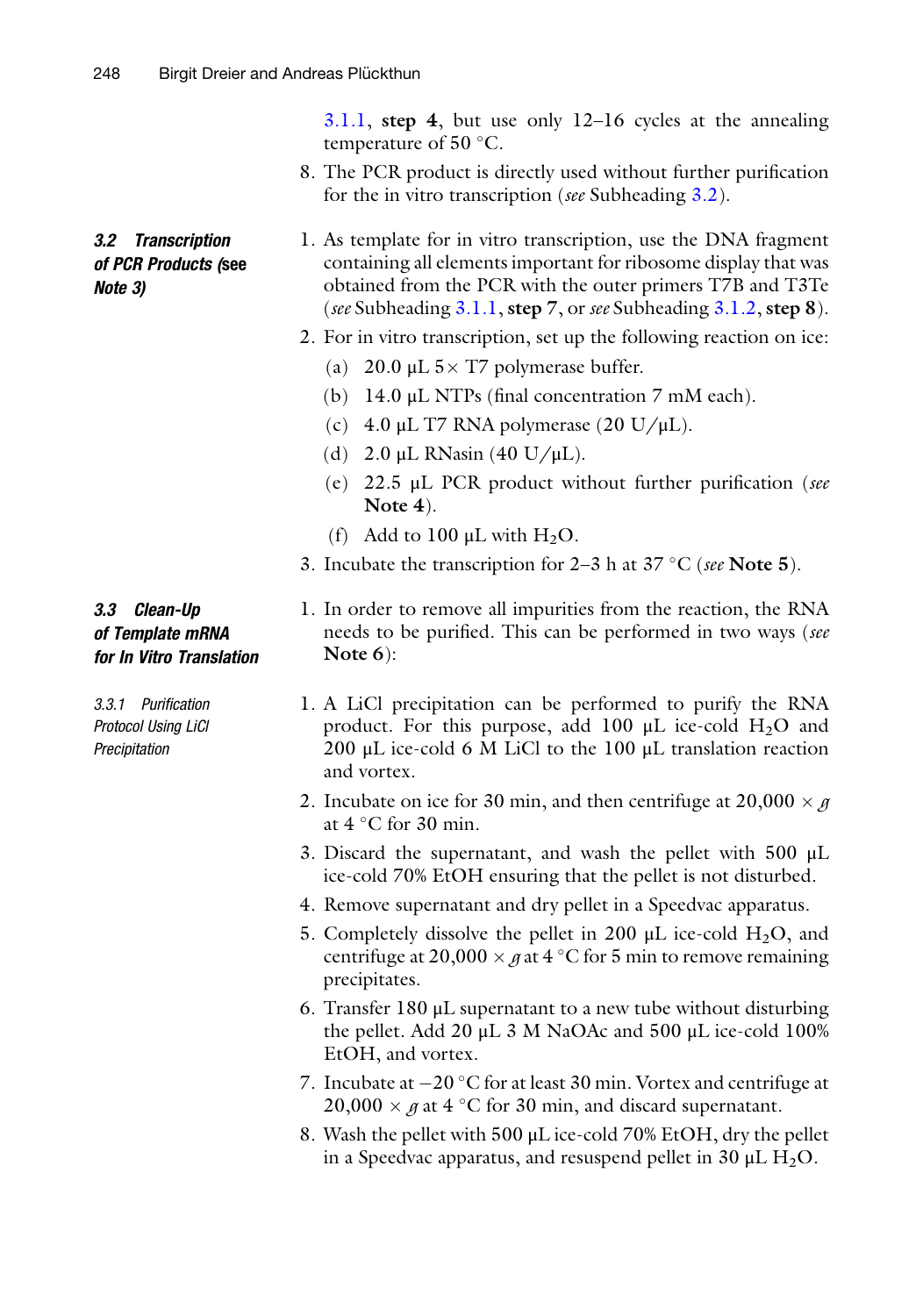3.1.1, **step 4**, but use only 12–16 cycles at the annealing temperature of 50 °C.

8. The PCR product is directly used without further purification for the in vitro transcription (*see* Subheading 3.2).

### 3.2 Transcription of PCR Products (see Note 3)

1. As template for in vitro transcription, use the DNA fragment containing all elements important for ribosome display that was obtained from the PCR with the outer primers T7B and T3Te (*see* Subheading 3.1.1, **step 7**, or *see* Subheading 3.1.2, **step 8**).
2. For in vitro transcription, set up the following reaction on ice:
   - (a) 20.0 μL 5× T7 polymerase buffer.
   - (b) 14.0 μL NTPs (final concentration 7 mM each).
   - (c) 4.0 μL T7 RNA polymerase (20 U/μL).
   - (d) 2.0 μL RNasin (40 U/μL).
   - (e) 22.5 μL PCR product without further purification (*see* **Note 4**).
   - (f) Add to 100 μL with $H_2O$.
3. Incubate the transcription for 2–3 h at 37 °C (*see* **Note 5**).

### 3.3 Clean-Up of Template mRNA for In Vitro Translation

1. In order to remove all impurities from the reaction, the RNA needs to be purified. This can be performed in two ways (*see* **Note 6**):

#### 3.3.1 Purification Protocol Using LiCl Precipitation

1. A LiCl precipitation can be performed to purify the RNA product. For this purpose, add 100 μL ice-cold $H_2O$ and 200 μL ice-cold 6 M LiCl to the 100 μL translation reaction and vortex.
2. Incubate on ice for 30 min, and then centrifuge at 20,000 × *g* at 4 °C for 30 min.
3. Discard the supernatant, and wash the pellet with 500 μL ice-cold 70% EtOH ensuring that the pellet is not disturbed.
4. Remove supernatant and dry pellet in a Speedvac apparatus.
5. Completely dissolve the pellet in 200 μL ice-cold $H_2O$, and centrifuge at 20,000 × *g* at 4 °C for 5 min to remove remaining precipitates.
6. Transfer 180 μL supernatant to a new tube without disturbing the pellet. Add 20 μL 3 M NaOAc and 500 μL ice-cold 100% EtOH, and vortex.
7. Incubate at −20 °C for at least 30 min. Vortex and centrifuge at 20,000 × *g* at 4 °C for 30 min, and discard supernatant.
8. Wash the pellet with 500 μL ice-cold 70% EtOH, dry the pellet in a Speedvac apparatus, and resuspend pellet in 30 μL $H_2O$.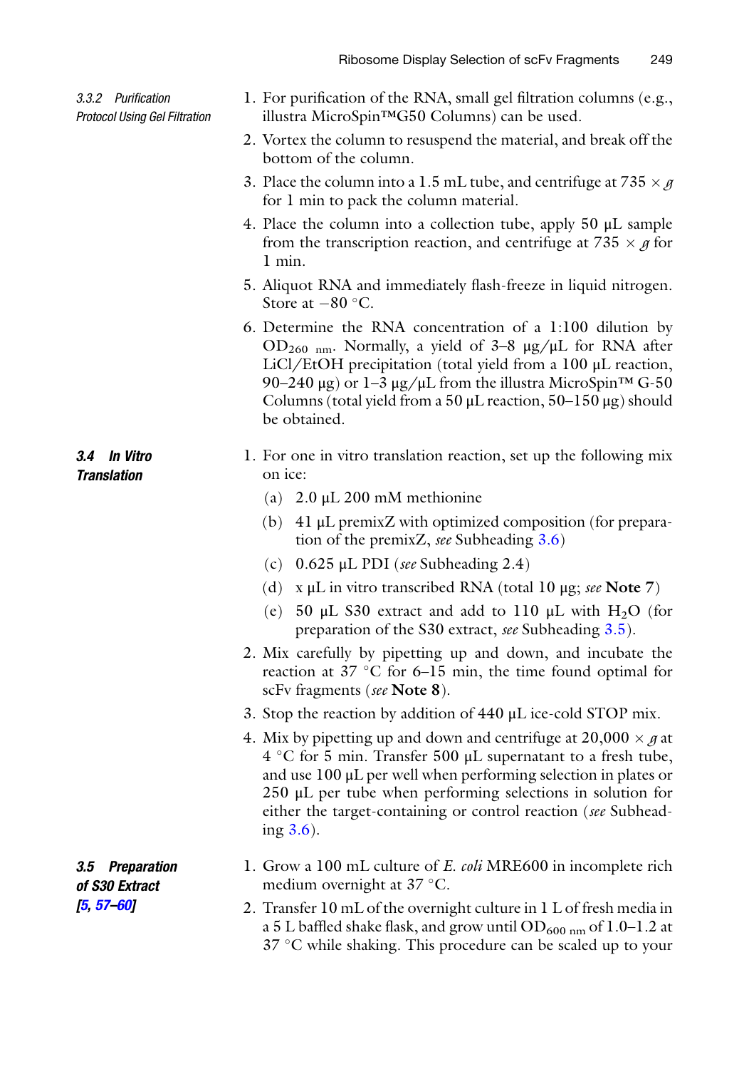#### 3.3.2 Purification Protocol Using Gel Filtration

1. For purification of the RNA, small gel filtration columns (e.g., illustra MicroSpin™G50 Columns) can be used.
2. Vortex the column to resuspend the material, and break off the bottom of the column.
3. Place the column into a 1.5 mL tube, and centrifuge at 735 × *g* for 1 min to pack the column material.
4. Place the column into a collection tube, apply 50 μL sample from the transcription reaction, and centrifuge at 735 × *g* for 1 min.
5. Aliquot RNA and immediately flash-freeze in liquid nitrogen. Store at −80 °C.
6. Determine the RNA concentration of a 1:100 dilution by $OD_{260\ nm}$. Normally, a yield of 3–8 μg/μL for RNA after LiCl/EtOH precipitation (total yield from a 100 μL reaction, 90–240 μg) or 1–3 μg/μL from the illustra MicroSpin™ G-50 Columns (total yield from a 50 μL reaction, 50–150 μg) should be obtained.

### 3.4 In Vitro Translation

1. For one in vitro translation reaction, set up the following mix on ice:
   (a) 2.0 μL 200 mM methionine
   (b) 41 μL premixZ with optimized composition (for preparation of the premixZ, *see* Subheading 3.6)
   (c) 0.625 μL PDI (*see* Subheading 2.4)
   (d) x μL in vitro transcribed RNA (total 10 μg; *see* **Note 7**)
   (e) 50 μL S30 extract and add to 110 μL with $H_2O$ (for preparation of the S30 extract, *see* Subheading 3.5).
2. Mix carefully by pipetting up and down, and incubate the reaction at 37 °C for 6–15 min, the time found optimal for scFv fragments (*see* **Note 8**).
3. Stop the reaction by addition of 440 μL ice-cold STOP mix.
4. Mix by pipetting up and down and centrifuge at 20,000 × *g* at 4 °C for 5 min. Transfer 500 μL supernatant to a fresh tube, and use 100 μL per well when performing selection in plates or 250 μL per tube when performing selections in solution for either the target-containing or control reaction (*see* Subheading 3.6).

### 3.5 Preparation of S30 Extract [5, 57–60]

1. Grow a 100 mL culture of *E. coli* MRE600 in incomplete rich medium overnight at 37 °C.
2. Transfer 10 mL of the overnight culture in 1 L of fresh media in a 5 L baffled shake flask, and grow until $OD_{600\ nm}$ of 1.0–1.2 at 37 °C while shaking. This procedure can be scaled up to your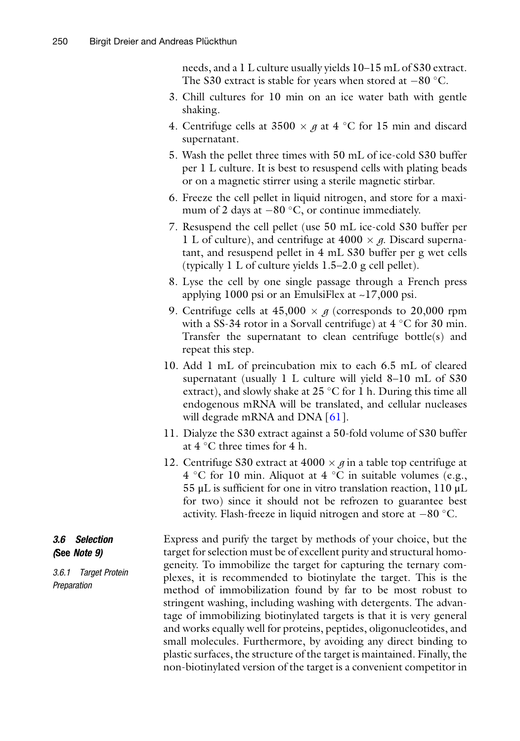needs, and a 1 L culture usually yields 10–15 mL of S30 extract. The S30 extract is stable for years when stored at −80 °C.

3. Chill cultures for 10 min on an ice water bath with gentle shaking.
4. Centrifuge cells at 3500 × *g* at 4 °C for 15 min and discard supernatant.
5. Wash the pellet three times with 50 mL of ice-cold S30 buffer per 1 L culture. It is best to resuspend cells with plating beads or on a magnetic stirrer using a sterile magnetic stirbar.
6. Freeze the cell pellet in liquid nitrogen, and store for a maximum of 2 days at −80 °C, or continue immediately.
7. Resuspend the cell pellet (use 50 mL ice-cold S30 buffer per 1 L of culture), and centrifuge at 4000 × *g*. Discard supernatant, and resuspend pellet in 4 mL S30 buffer per g wet cells (typically 1 L of culture yields 1.5–2.0 g cell pellet).
8. Lyse the cell by one single passage through a French press applying 1000 psi or an EmulsiFlex at ~17,000 psi.
9. Centrifuge cells at 45,000 × *g* (corresponds to 20,000 rpm with a SS-34 rotor in a Sorvall centrifuge) at 4 °C for 30 min. Transfer the supernatant to clean centrifuge bottle(s) and repeat this step.
10. Add 1 mL of preincubation mix to each 6.5 mL of cleared supernatant (usually 1 L culture will yield 8–10 mL of S30 extract), and slowly shake at 25 °C for 1 h. During this time all endogenous mRNA will be translated, and cellular nucleases will degrade mRNA and DNA [61].
11. Dialyze the S30 extract against a 50-fold volume of S30 buffer at 4 °C three times for 4 h.
12. Centrifuge S30 extract at 4000 × *g* in a table top centrifuge at 4 °C for 10 min. Aliquot at 4 °C in suitable volumes (e.g., 55 μL is sufficient for one in vitro translation reaction, 110 μL for two) since it should not be refrozen to guarantee best activity. Flash-freeze in liquid nitrogen and store at −80 °C.

### 3.6 Selection (See Note 9)

#### 3.6.1 Target Protein Preparation

Express and purify the target by methods of your choice, but the target for selection must be of excellent purity and structural homogeneity. To immobilize the target for capturing the ternary complexes, it is recommended to biotinylate the target. This is the method of immobilization found by far to be most robust to stringent washing, including washing with detergents. The advantage of immobilizing biotinylated targets is that it is very general and works equally well for proteins, peptides, oligonucleotides, and small molecules. Furthermore, by avoiding any direct binding to plastic surfaces, the structure of the target is maintained. Finally, the non-biotinylated version of the target is a convenient competitor in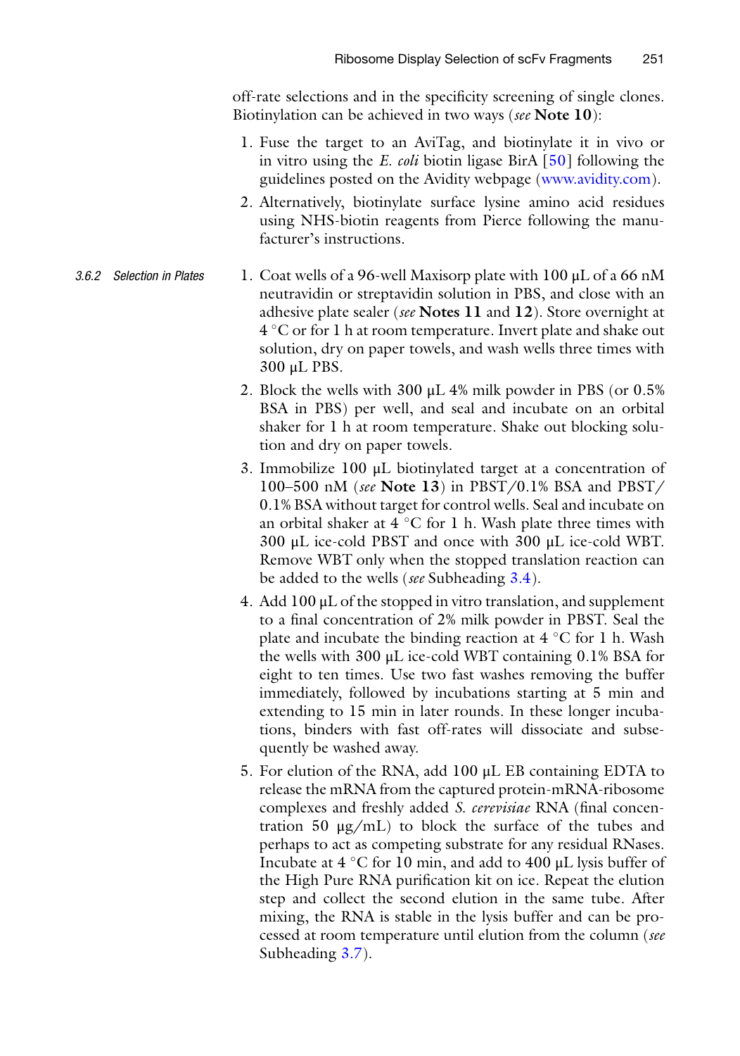off-rate selections and in the specificity screening of single clones. Biotinylation can be achieved in two ways (*see* **Note 10**):

1. Fuse the target to an AviTag, and biotinylate it in vivo or in vitro using the *E. coli* biotin ligase BirA [50] following the guidelines posted on the Avidity webpage (www.avidity.com).
2. Alternatively, biotinylate surface lysine amino acid residues using NHS-biotin reagents from Pierce following the manufacturer's instructions.

#### 3.6.2 Selection in Plates

1. Coat wells of a 96-well Maxisorp plate with 100 μL of a 66 nM neutravidin or streptavidin solution in PBS, and close with an adhesive plate sealer (*see* **Notes 11** and **12**). Store overnight at 4 °C or for 1 h at room temperature. Invert plate and shake out solution, dry on paper towels, and wash wells three times with 300 μL PBS.
2. Block the wells with 300 μL 4% milk powder in PBS (or 0.5% BSA in PBS) per well, and seal and incubate on an orbital shaker for 1 h at room temperature. Shake out blocking solution and dry on paper towels.
3. Immobilize 100 μL biotinylated target at a concentration of 100–500 nM (*see* **Note 13**) in PBST/0.1% BSA and PBST/0.1% BSA without target for control wells. Seal and incubate on an orbital shaker at 4 °C for 1 h. Wash plate three times with 300 μL ice-cold PBST and once with 300 μL ice-cold WBT. Remove WBT only when the stopped translation reaction can be added to the wells (*see* Subheading 3.4).
4. Add 100 μL of the stopped in vitro translation, and supplement to a final concentration of 2% milk powder in PBST. Seal the plate and incubate the binding reaction at 4 °C for 1 h. Wash the wells with 300 μL ice-cold WBT containing 0.1% BSA for eight to ten times. Use two fast washes removing the buffer immediately, followed by incubations starting at 5 min and extending to 15 min in later rounds. In these longer incubations, binders with fast off-rates will dissociate and subsequently be washed away.
5. For elution of the RNA, add 100 μL EB containing EDTA to release the mRNA from the captured protein-mRNA-ribosome complexes and freshly added *S. cerevisiae* RNA (final concentration 50 μg/mL) to block the surface of the tubes and perhaps to act as competing substrate for any residual RNases. Incubate at 4 °C for 10 min, and add to 400 μL lysis buffer of the High Pure RNA purification kit on ice. Repeat the elution step and collect the second elution in the same tube. After mixing, the RNA is stable in the lysis buffer and can be processed at room temperature until elution from the column (*see* Subheading 3.7).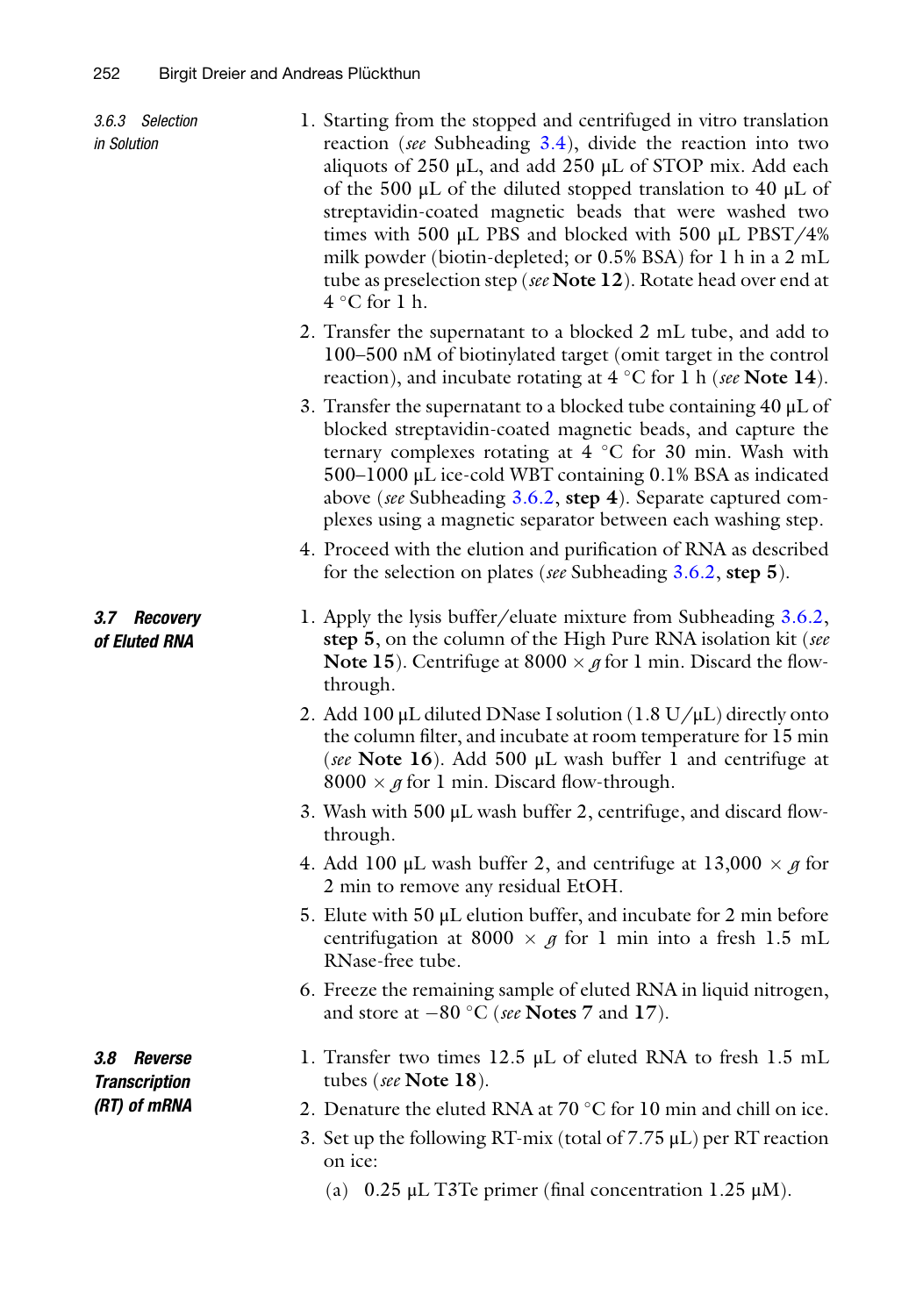#### 3.6.3 Selection in Solution

1. Starting from the stopped and centrifuged in vitro translation reaction (*see* Subheading 3.4), divide the reaction into two aliquots of 250 μL, and add 250 μL of STOP mix. Add each of the 500 μL of the diluted stopped translation to 40 μL of streptavidin-coated magnetic beads that were washed two times with 500 μL PBS and blocked with 500 μL PBST/4% milk powder (biotin-depleted; or 0.5% BSA) for 1 h in a 2 mL tube as preselection step (*see* **Note 12**). Rotate head over end at 4 °C for 1 h.
2. Transfer the supernatant to a blocked 2 mL tube, and add to 100–500 nM of biotinylated target (omit target in the control reaction), and incubate rotating at 4 °C for 1 h (*see* **Note 14**).
3. Transfer the supernatant to a blocked tube containing 40 μL of blocked streptavidin-coated magnetic beads, and capture the ternary complexes rotating at 4 °C for 30 min. Wash with 500–1000 μL ice-cold WBT containing 0.1% BSA as indicated above (*see* Subheading 3.6.2, **step 4**). Separate captured complexes using a magnetic separator between each washing step.
4. Proceed with the elution and purification of RNA as described for the selection on plates (*see* Subheading 3.6.2, **step 5**).

### 3.7 Recovery of Eluted RNA

1. Apply the lysis buffer/eluate mixture from Subheading 3.6.2, **step 5**, on the column of the High Pure RNA isolation kit (*see* **Note 15**). Centrifuge at 8000 × *g* for 1 min. Discard the flow-through.
2. Add 100 μL diluted DNase I solution (1.8 U/μL) directly onto the column filter, and incubate at room temperature for 15 min (*see* **Note 16**). Add 500 μL wash buffer 1 and centrifuge at 8000 × *g* for 1 min. Discard flow-through.
3. Wash with 500 μL wash buffer 2, centrifuge, and discard flow-through.
4. Add 100 μL wash buffer 2, and centrifuge at 13,000 × *g* for 2 min to remove any residual EtOH.
5. Elute with 50 μL elution buffer, and incubate for 2 min before centrifugation at 8000 × *g* for 1 min into a fresh 1.5 mL RNase-free tube.
6. Freeze the remaining sample of eluted RNA in liquid nitrogen, and store at −80 °C (*see* **Notes 7** and **17**).

### 3.8 Reverse Transcription (RT) of mRNA

1. Transfer two times 12.5 μL of eluted RNA to fresh 1.5 mL tubes (*see* **Note 18**).
2. Denature the eluted RNA at 70 °C for 10 min and chill on ice.
3. Set up the following RT-mix (total of 7.75 μL) per RT reaction on ice:
   (a) 0.25 μL T3Te primer (final concentration 1.25 μM).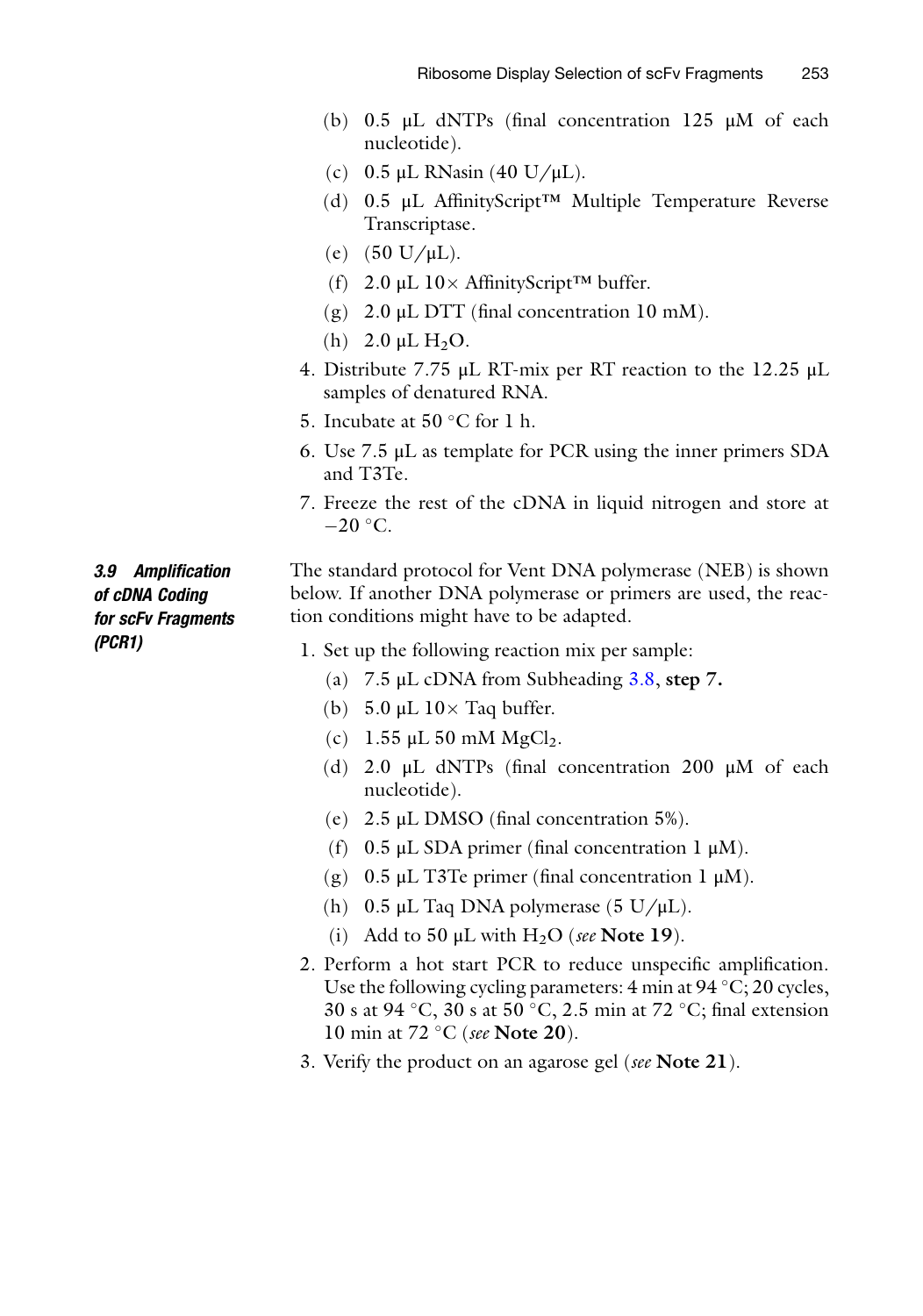(b) 0.5 μL dNTPs (final concentration 125 μM of each nucleotide).

   (c) 0.5 μL RNasin (40 U/μL).

   (d) 0.5 μL AffinityScript™ Multiple Temperature Reverse Transcriptase.

   (e) (50 U/μL).

   (f) 2.0 μL 10× AffinityScript™ buffer.

   (g) 2.0 μL DTT (final concentration 10 mM).

   (h) 2.0 μL $H_2O$.

4. Distribute 7.75 μL RT-mix per RT reaction to the 12.25 μL samples of denatured RNA.
5. Incubate at 50 °C for 1 h.
6. Use 7.5 μL as template for PCR using the inner primers SDA and T3Te.
7. Freeze the rest of the cDNA in liquid nitrogen and store at −20 °C.

### 3.9 Amplification of cDNA Coding for scFv Fragments (PCR1)

The standard protocol for Vent DNA polymerase (NEB) is shown below. If another DNA polymerase or primers are used, the reaction conditions might have to be adapted.

1. Set up the following reaction mix per sample:

   (a) 7.5 μL cDNA from Subheading 3.8, **step 7.**

   (b) 5.0 μL 10× Taq buffer.

   (c) 1.55 μL 50 mM $MgCl_2$.

   (d) 2.0 μL dNTPs (final concentration 200 μM of each nucleotide).

   (e) 2.5 μL DMSO (final concentration 5%).

   (f) 0.5 μL SDA primer (final concentration 1 μM).

   (g) 0.5 μL T3Te primer (final concentration 1 μM).

   (h) 0.5 μL Taq DNA polymerase (5 U/μL).

   (i) Add to 50 μL with $H_2O$ (*see* **Note 19**).

2. Perform a hot start PCR to reduce unspecific amplification. Use the following cycling parameters: 4 min at 94 °C; 20 cycles, 30 s at 94 °C, 30 s at 50 °C, 2.5 min at 72 °C; final extension 10 min at 72 °C (*see* **Note 20**).
3. Verify the product on an agarose gel (*see* **Note 21**).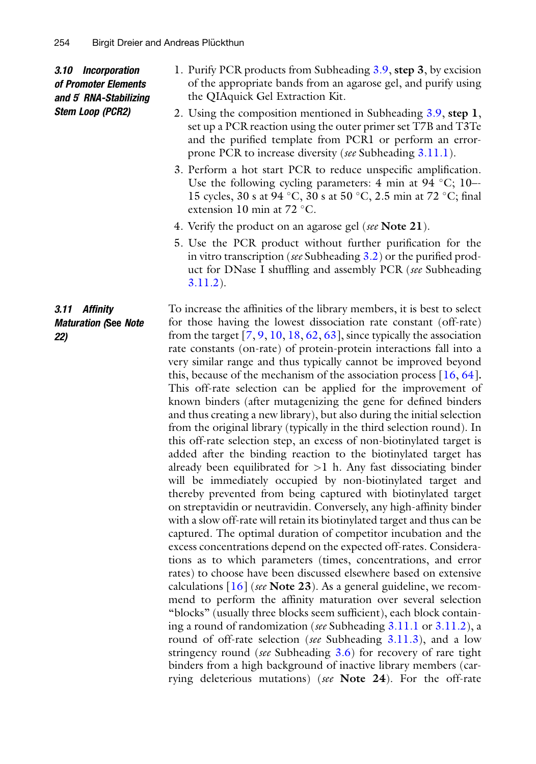### 3.10 Incorporation of Promoter Elements and 5′ RNA-Stabilizing Stem Loop (PCR2)

1. Purify PCR products from Subheading 3.9, **step 3**, by excision of the appropriate bands from an agarose gel, and purify using the QIAquick Gel Extraction Kit.
2. Using the composition mentioned in Subheading 3.9, **step 1**, set up a PCR reaction using the outer primer set T7B and T3Te and the purified template from PCR1 or perform an error-prone PCR to increase diversity (*see* Subheading 3.11.1).
3. Perform a hot start PCR to reduce unspecific amplification. Use the following cycling parameters: 4 min at 94 °C; 10–-15 cycles, 30 s at 94 °C, 30 s at 50 °C, 2.5 min at 72 °C; final extension 10 min at 72 °C.
4. Verify the product on an agarose gel (*see* **Note 21**).
5. Use the PCR product without further purification for the in vitro transcription (*see* Subheading 3.2) or the purified product for DNase I shuffling and assembly PCR (*see* Subheading 3.11.2).

### 3.11 Affinity Maturation (See Note 22)

To increase the affinities of the library members, it is best to select for those having the lowest dissociation rate constant (off-rate) from the target [7, 9, 10, 18, 62, 63], since typically the association rate constants (on-rate) of protein-protein interactions fall into a very similar range and thus typically cannot be improved beyond this, because of the mechanism of the association process [16, 64]. This off-rate selection can be applied for the improvement of known binders (after mutagenizing the gene for defined binders and thus creating a new library), but also during the initial selection from the original library (typically in the third selection round). In this off-rate selection step, an excess of non-biotinylated target is added after the binding reaction to the biotinylated target has already been equilibrated for >1 h. Any fast dissociating binder will be immediately occupied by non-biotinylated target and thereby prevented from being captured with biotinylated target on streptavidin or neutravidin. Conversely, any high-affinity binder with a slow off-rate will retain its biotinylated target and thus can be captured. The optimal duration of competitor incubation and the excess concentrations depend on the expected off-rates. Considerations as to which parameters (times, concentrations, and error rates) to choose have been discussed elsewhere based on extensive calculations [16] (*see* **Note 23**). As a general guideline, we recommend to perform the affinity maturation over several selection "blocks" (usually three blocks seem sufficient), each containing a round of randomization (*see* Subheading 3.11.1 or 3.11.2), a round of off-rate selection (*see* Subheading 3.11.3), and a low stringency round (*see* Subheading 3.6) for recovery of rare tight binders from a high background of inactive library members (carrying deleterious mutations) (*see* **Note 24**). For the off-rate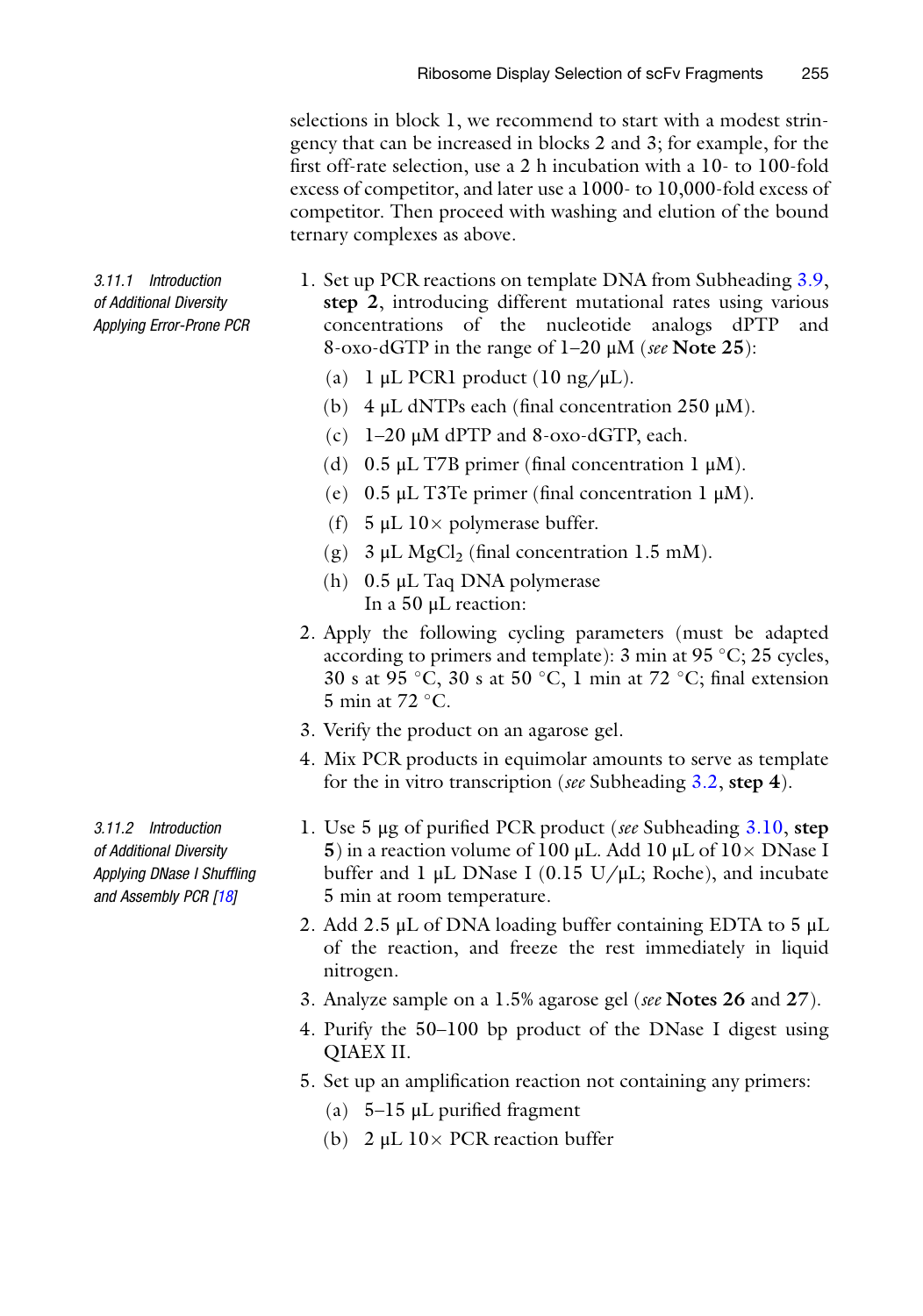selections in block 1, we recommend to start with a modest stringency that can be increased in blocks 2 and 3; for example, for the first off-rate selection, use a 2 h incubation with a 10- to 100-fold excess of competitor, and later use a 1000- to 10,000-fold excess of competitor. Then proceed with washing and elution of the bound ternary complexes as above.

#### 3.11.1 Introduction of Additional Diversity Applying Error-Prone PCR

1. Set up PCR reactions on template DNA from Subheading 3.9, **step 2**, introducing different mutational rates using various concentrations of the nucleotide analogs dPTP and 8-oxo-dGTP in the range of 1–20 μM (*see* **Note 25**):
   - (a) 1 μL PCR1 product (10 ng/μL).
   - (b) 4 μL dNTPs each (final concentration 250 μM).
   - (c) 1–20 μM dPTP and 8-oxo-dGTP, each.
   - (d) 0.5 μL T7B primer (final concentration 1 μM).
   - (e) 0.5 μL T3Te primer (final concentration 1 μM).
   - (f) 5 μL 10× polymerase buffer.
   - (g) 3 μL $MgCl_2$ (final concentration 1.5 mM).
   - (h) 0.5 μL Taq DNA polymerase
     In a 50 μL reaction:
2. Apply the following cycling parameters (must be adapted according to primers and template): 3 min at 95 °C; 25 cycles, 30 s at 95 °C, 30 s at 50 °C, 1 min at 72 °C; final extension 5 min at 72 °C.
3. Verify the product on an agarose gel.
4. Mix PCR products in equimolar amounts to serve as template for the in vitro transcription (*see* Subheading 3.2, **step 4**).

#### 3.11.2 Introduction of Additional Diversity Applying DNase I Shuffling and Assembly PCR [18]

1. Use 5 μg of purified PCR product (*see* Subheading 3.10, **step 5**) in a reaction volume of 100 μL. Add 10 μL of 10× DNase I buffer and 1 μL DNase I (0.15 U/μL; Roche), and incubate 5 min at room temperature.
2. Add 2.5 μL of DNA loading buffer containing EDTA to 5 μL of the reaction, and freeze the rest immediately in liquid nitrogen.
3. Analyze sample on a 1.5% agarose gel (*see* **Notes 26** and **27**).
4. Purify the 50–100 bp product of the DNase I digest using QIAEX II.
5. Set up an amplification reaction not containing any primers:
   - (a) 5–15 μL purified fragment
   - (b) 2 μL 10× PCR reaction buffer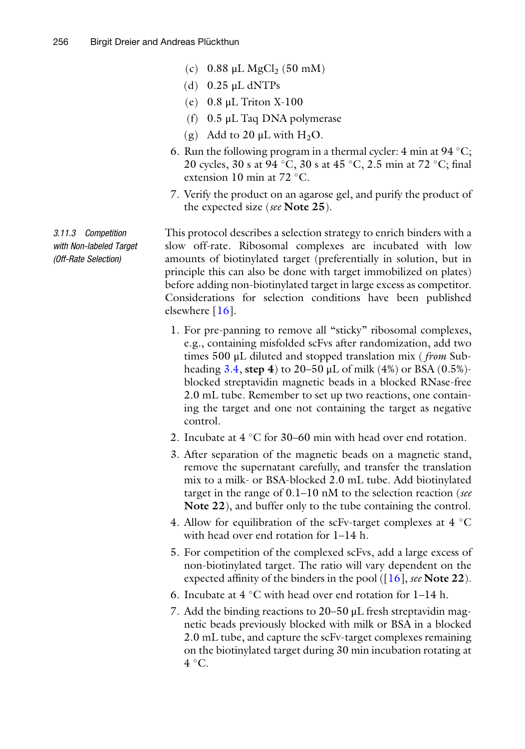(c) 0.88 μL $MgCl_2$ (50 mM)

(d) 0.25 μL dNTPs

(e) 0.8 μL Triton X-100

(f) 0.5 μL Taq DNA polymerase

(g) Add to 20 μL with $H_2O$.

6. Run the following program in a thermal cycler: 4 min at 94 °C; 20 cycles, 30 s at 94 °C, 30 s at 45 °C, 2.5 min at 72 °C; final extension 10 min at 72 °C.
7. Verify the product on an agarose gel, and purify the product of the expected size (*see* **Note 25**).

### 3.11.3 Competition with Non-labeled Target (Off-Rate Selection)

This protocol describes a selection strategy to enrich binders with a slow off-rate. Ribosomal complexes are incubated with low amounts of biotinylated target (preferentially in solution, but in principle this can also be done with target immobilized on plates) before adding non-biotinylated target in large excess as competitor. Considerations for selection conditions have been published elsewhere [16].

1. For pre-panning to remove all "sticky" ribosomal complexes, e.g., containing misfolded scFvs after randomization, add two times 500 μL diluted and stopped translation mix (*from* Subheading 3.4, **step 4**) to 20–50 μL of milk (4%) or BSA (0.5%)-blocked streptavidin magnetic beads in a blocked RNase-free 2.0 mL tube. Remember to set up two reactions, one containing the target and one not containing the target as negative control.
2. Incubate at 4 °C for 30–60 min with head over end rotation.
3. After separation of the magnetic beads on a magnetic stand, remove the supernatant carefully, and transfer the translation mix to a milk- or BSA-blocked 2.0 mL tube. Add biotinylated target in the range of 0.1–10 nM to the selection reaction (*see* **Note 22**), and buffer only to the tube containing the control.
4. Allow for equilibration of the scFv-target complexes at 4 °C with head over end rotation for 1–14 h.
5. For competition of the complexed scFvs, add a large excess of non-biotinylated target. The ratio will vary dependent on the expected affinity of the binders in the pool ([16], *see* **Note 22**).
6. Incubate at 4 °C with head over end rotation for 1–14 h.
7. Add the binding reactions to 20–50 μL fresh streptavidin magnetic beads previously blocked with milk or BSA in a blocked 2.0 mL tube, and capture the scFv-target complexes remaining on the biotinylated target during 30 min incubation rotating at 4 °C.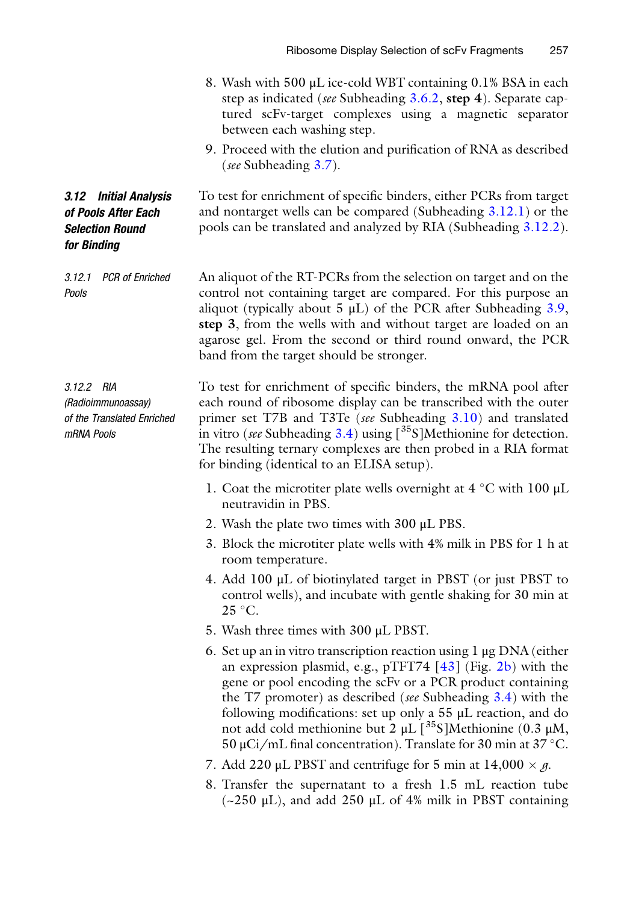8. Wash with 500 μL ice-cold WBT containing 0.1% BSA in each step as indicated (*see* Subheading 3.6.2, **step 4**). Separate captured scFv-target complexes using a magnetic separator between each washing step.
9. Proceed with the elution and purification of RNA as described (*see* Subheading 3.7).

### 3.12 Initial Analysis of Pools After Each Selection Round for Binding

To test for enrichment of specific binders, either PCRs from target and nontarget wells can be compared (Subheading 3.12.1) or the pools can be translated and analyzed by RIA (Subheading 3.12.2).

#### 3.12.1 PCR of Enriched Pools

An aliquot of the RT-PCRs from the selection on target and on the control not containing target are compared. For this purpose an aliquot (typically about 5 μL) of the PCR after Subheading 3.9, **step 3**, from the wells with and without target are loaded on an agarose gel. From the second or third round onward, the PCR band from the target should be stronger.

#### 3.12.2 RIA (Radioimmunoassay) of the Translated Enriched mRNA Pools

To test for enrichment of specific binders, the mRNA pool after each round of ribosome display can be transcribed with the outer primer set T7B and T3Te (*see* Subheading 3.10) and translated in vitro (*see* Subheading 3.4) using [$^{35}$S]Methionine for detection. The resulting ternary complexes are then probed in a RIA format for binding (identical to an ELISA setup).

1. Coat the microtiter plate wells overnight at 4 °C with 100 μL neutravidin in PBS.
2. Wash the plate two times with 300 μL PBS.
3. Block the microtiter plate wells with 4% milk in PBS for 1 h at room temperature.
4. Add 100 μL of biotinylated target in PBST (or just PBST to control wells), and incubate with gentle shaking for 30 min at 25 °C.
5. Wash three times with 300 μL PBST.
6. Set up an in vitro transcription reaction using 1 μg DNA (either an expression plasmid, e.g., pTFT74 [43] (Fig. 2b) with the gene or pool encoding the scFv or a PCR product containing the T7 promoter) as described (*see* Subheading 3.4) with the following modifications: set up only a 55 μL reaction, and do not add cold methionine but 2 μL [$^{35}$S]Methionine (0.3 μM, 50 μCi/mL final concentration). Translate for 30 min at 37 °C.
7. Add 220 μL PBST and centrifuge for 5 min at 14,000 × *g*.
8. Transfer the supernatant to a fresh 1.5 mL reaction tube (~250 μL), and add 250 μL of 4% milk in PBST containing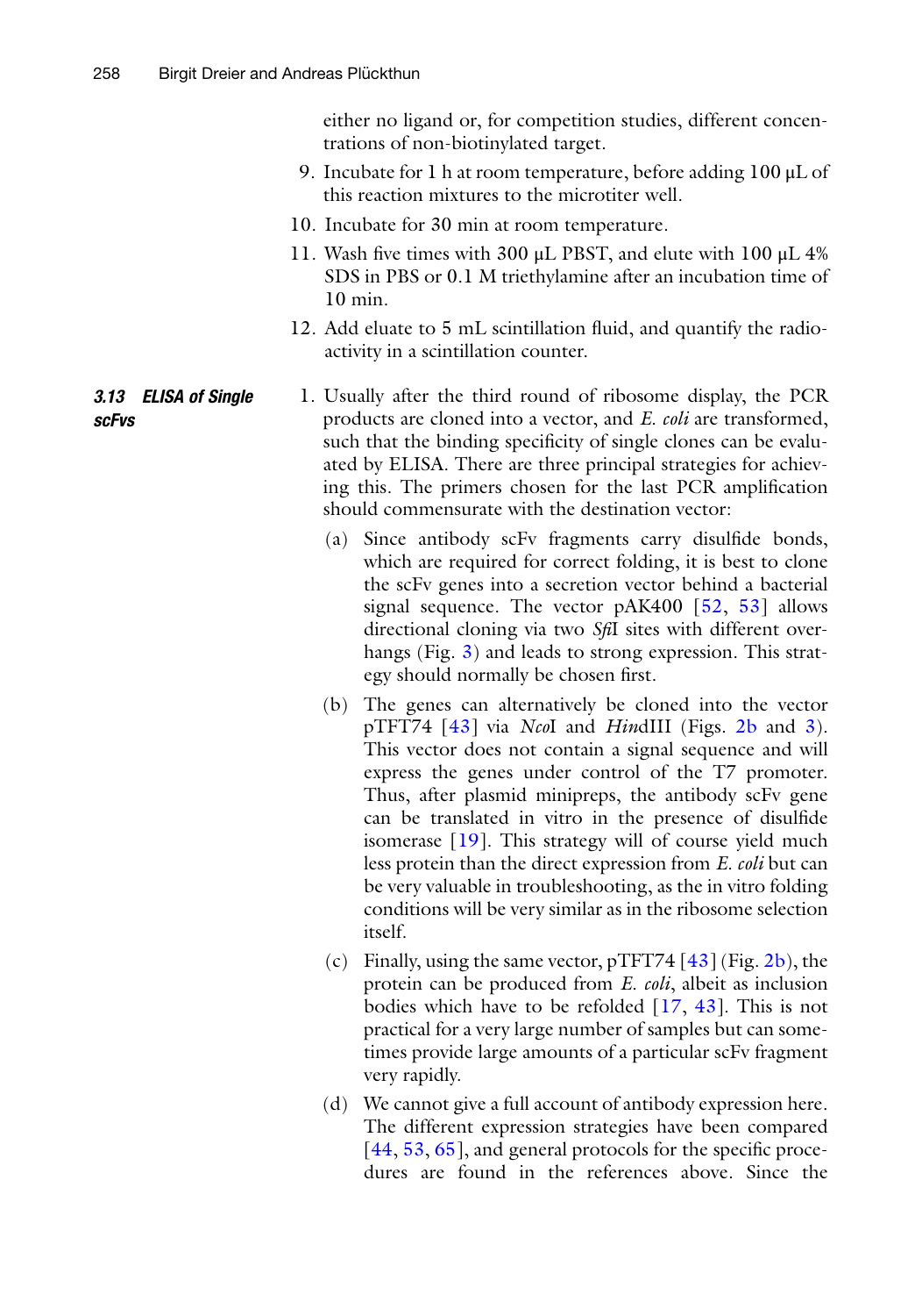either no ligand or, for competition studies, different concentrations of non-biotinylated target.

9. Incubate for 1 h at room temperature, before adding 100 μL of this reaction mixtures to the microtiter well.
10. Incubate for 30 min at room temperature.
11. Wash five times with 300 μL PBST, and elute with 100 μL 4% SDS in PBS or 0.1 M triethylamine after an incubation time of 10 min.
12. Add eluate to 5 mL scintillation fluid, and quantify the radioactivity in a scintillation counter.

### *3.13 ELISA of Single scFvs*

1. Usually after the third round of ribosome display, the PCR products are cloned into a vector, and *E. coli* are transformed, such that the binding specificity of single clones can be evaluated by ELISA. There are three principal strategies for achieving this. The primers chosen for the last PCR amplification should commensurate with the destination vector:
   (a) Since antibody scFv fragments carry disulfide bonds, which are required for correct folding, it is best to clone the scFv genes into a secretion vector behind a bacterial signal sequence. The vector pAK400 [52, 53] allows directional cloning via two *Sfi*I sites with different overhangs (Fig. 3) and leads to strong expression. This strategy should normally be chosen first.
   (b) The genes can alternatively be cloned into the vector pTFT74 [43] via *Nco*I and *Hin*dIII (Figs. 2b and 3). This vector does not contain a signal sequence and will express the genes under control of the T7 promoter. Thus, after plasmid minipreps, the antibody scFv gene can be translated in vitro in the presence of disulfide isomerase [19]. This strategy will of course yield much less protein than the direct expression from *E. coli* but can be very valuable in troubleshooting, as the in vitro folding conditions will be very similar as in the ribosome selection itself.
   (c) Finally, using the same vector, pTFT74 [43] (Fig. 2b), the protein can be produced from *E. coli*, albeit as inclusion bodies which have to be refolded [17, 43]. This is not practical for a very large number of samples but can sometimes provide large amounts of a particular scFv fragment very rapidly.
   (d) We cannot give a full account of antibody expression here. The different expression strategies have been compared [44, 53, 65], and general protocols for the specific procedures are found in the references above. Since the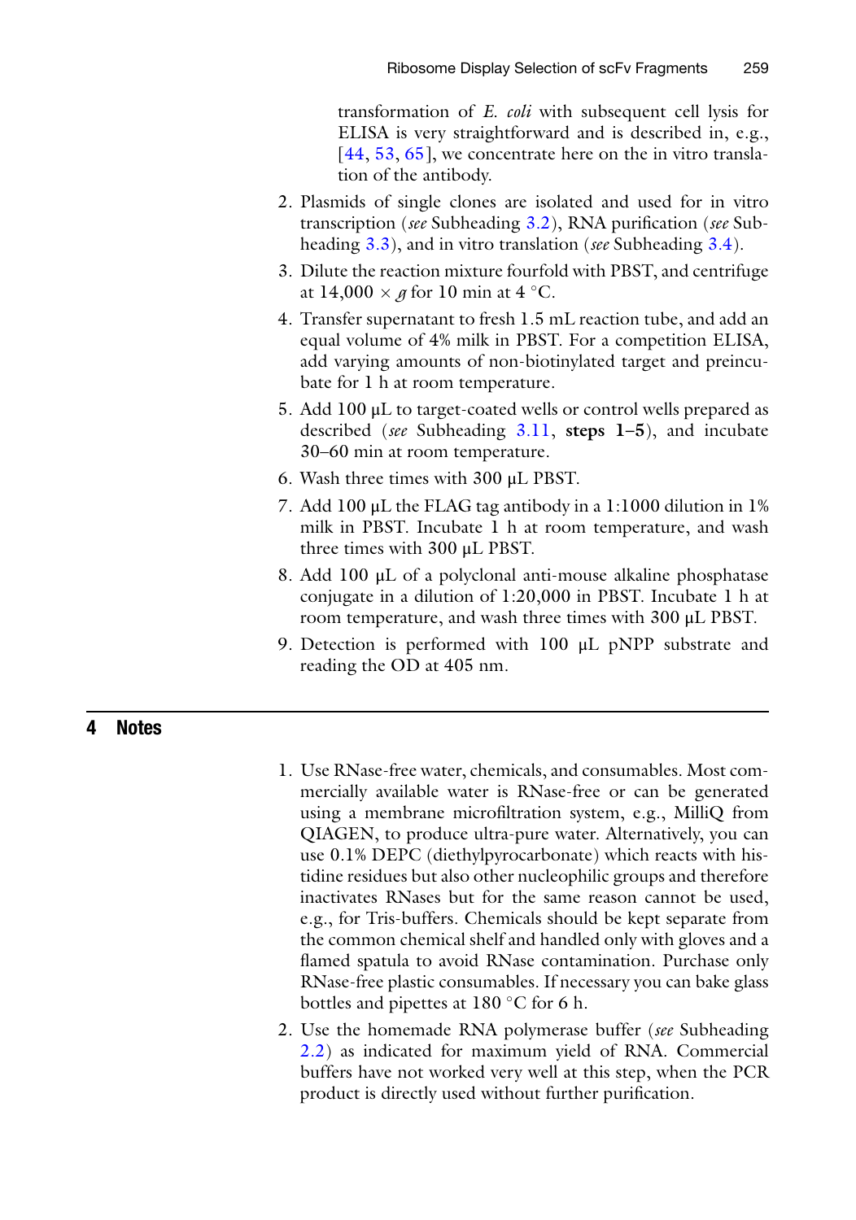transformation of *E. coli* with subsequent cell lysis for ELISA is very straightforward and is described in, e.g., [44, 53, 65], we concentrate here on the in vitro translation of the antibody.

2. Plasmids of single clones are isolated and used for in vitro transcription (*see* Subheading 3.2), RNA purification (*see* Subheading 3.3), and in vitro translation (*see* Subheading 3.4).
3. Dilute the reaction mixture fourfold with PBST, and centrifuge at $14{,}000 \times g$ for 10 min at 4 °C.
4. Transfer supernatant to fresh 1.5 mL reaction tube, and add an equal volume of 4% milk in PBST. For a competition ELISA, add varying amounts of non-biotinylated target and preincubate for 1 h at room temperature.
5. Add 100 μL to target-coated wells or control wells prepared as described (*see* Subheading 3.11, **steps 1–5**), and incubate 30–60 min at room temperature.
6. Wash three times with 300 μL PBST.
7. Add 100 μL the FLAG tag antibody in a 1:1000 dilution in 1% milk in PBST. Incubate 1 h at room temperature, and wash three times with 300 μL PBST.
8. Add 100 μL of a polyclonal anti-mouse alkaline phosphatase conjugate in a dilution of 1:20,000 in PBST. Incubate 1 h at room temperature, and wash three times with 300 μL PBST.
9. Detection is performed with 100 μL pNPP substrate and reading the OD at 405 nm.

## 4 Notes

1. Use RNase-free water, chemicals, and consumables. Most commercially available water is RNase-free or can be generated using a membrane microfiltration system, e.g., MilliQ from QIAGEN, to produce ultra-pure water. Alternatively, you can use 0.1% DEPC (diethylpyrocarbonate) which reacts with histidine residues but also other nucleophilic groups and therefore inactivates RNases but for the same reason cannot be used, e.g., for Tris-buffers. Chemicals should be kept separate from the common chemical shelf and handled only with gloves and a flamed spatula to avoid RNase contamination. Purchase only RNase-free plastic consumables. If necessary you can bake glass bottles and pipettes at 180 °C for 6 h.
2. Use the homemade RNA polymerase buffer (*see* Subheading 2.2) as indicated for maximum yield of RNA. Commercial buffers have not worked very well at this step, when the PCR product is directly used without further purification.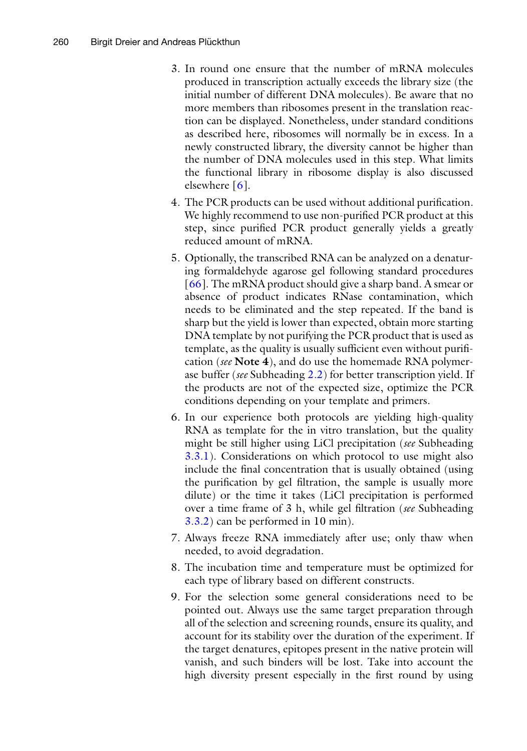3. In round one ensure that the number of mRNA molecules produced in transcription actually exceeds the library size (the initial number of different DNA molecules). Be aware that no more members than ribosomes present in the translation reaction can be displayed. Nonetheless, under standard conditions as described here, ribosomes will normally be in excess. In a newly constructed library, the diversity cannot be higher than the number of DNA molecules used in this step. What limits the functional library in ribosome display is also discussed elsewhere [6].

4. The PCR products can be used without additional purification. We highly recommend to use non-purified PCR product at this step, since purified PCR product generally yields a greatly reduced amount of mRNA.

5. Optionally, the transcribed RNA can be analyzed on a denaturing formaldehyde agarose gel following standard procedures [66]. The mRNA product should give a sharp band. A smear or absence of product indicates RNase contamination, which needs to be eliminated and the step repeated. If the band is sharp but the yield is lower than expected, obtain more starting DNA template by not purifying the PCR product that is used as template, as the quality is usually sufficient even without purification (*see* **Note 4**), and do use the homemade RNA polymerase buffer (*see* Subheading 2.2) for better transcription yield. If the products are not of the expected size, optimize the PCR conditions depending on your template and primers.

6. In our experience both protocols are yielding high-quality RNA as template for the in vitro translation, but the quality might be still higher using LiCl precipitation (*see* Subheading 3.3.1). Considerations on which protocol to use might also include the final concentration that is usually obtained (using the purification by gel filtration, the sample is usually more dilute) or the time it takes (LiCl precipitation is performed over a time frame of 3 h, while gel filtration (*see* Subheading 3.3.2) can be performed in 10 min).

7. Always freeze RNA immediately after use; only thaw when needed, to avoid degradation.

8. The incubation time and temperature must be optimized for each type of library based on different constructs.

9. For the selection some general considerations need to be pointed out. Always use the same target preparation through all of the selection and screening rounds, ensure its quality, and account for its stability over the duration of the experiment. If the target denatures, epitopes present in the native protein will vanish, and such binders will be lost. Take into account the high diversity present especially in the first round by using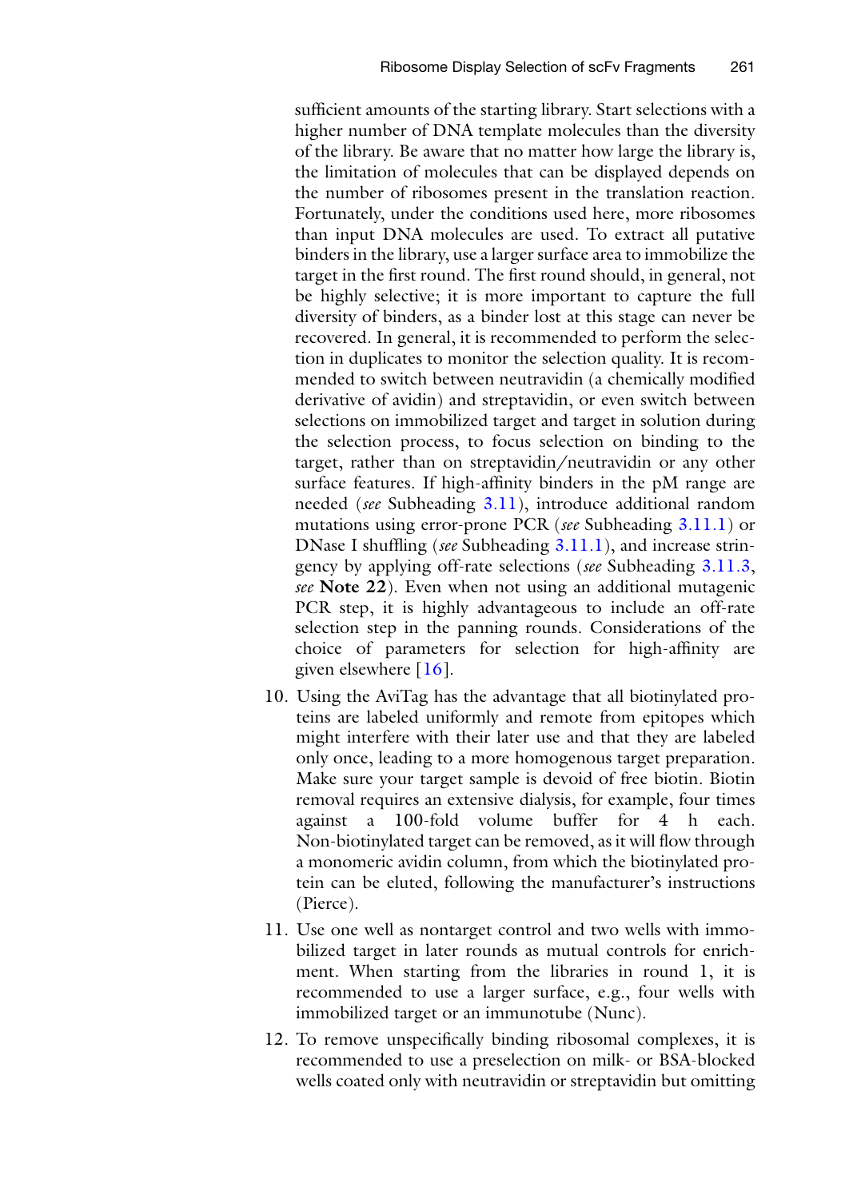sufficient amounts of the starting library. Start selections with a higher number of DNA template molecules than the diversity of the library. Be aware that no matter how large the library is, the limitation of molecules that can be displayed depends on the number of ribosomes present in the translation reaction. Fortunately, under the conditions used here, more ribosomes than input DNA molecules are used. To extract all putative binders in the library, use a larger surface area to immobilize the target in the first round. The first round should, in general, not be highly selective; it is more important to capture the full diversity of binders, as a binder lost at this stage can never be recovered. In general, it is recommended to perform the selection in duplicates to monitor the selection quality. It is recommended to switch between neutravidin (a chemically modified derivative of avidin) and streptavidin, or even switch between selections on immobilized target and target in solution during the selection process, to focus selection on binding to the target, rather than on streptavidin/neutravidin or any other surface features. If high-affinity binders in the pM range are needed (*see* Subheading 3.11), introduce additional random mutations using error-prone PCR (*see* Subheading 3.11.1) or DNase I shuffling (*see* Subheading 3.11.1), and increase stringency by applying off-rate selections (*see* Subheading 3.11.3, *see* **Note 22**). Even when not using an additional mutagenic PCR step, it is highly advantageous to include an off-rate selection step in the panning rounds. Considerations of the choice of parameters for selection for high-affinity are given elsewhere [16].

10. Using the AviTag has the advantage that all biotinylated proteins are labeled uniformly and remote from epitopes which might interfere with their later use and that they are labeled only once, leading to a more homogenous target preparation. Make sure your target sample is devoid of free biotin. Biotin removal requires an extensive dialysis, for example, four times against a 100-fold volume buffer for 4 h each. Non-biotinylated target can be removed, as it will flow through a monomeric avidin column, from which the biotinylated protein can be eluted, following the manufacturer's instructions (Pierce).

11. Use one well as nontarget control and two wells with immobilized target in later rounds as mutual controls for enrichment. When starting from the libraries in round 1, it is recommended to use a larger surface, e.g., four wells with immobilized target or an immunotube (Nunc).

12. To remove unspecifically binding ribosomal complexes, it is recommended to use a preselection on milk- or BSA-blocked wells coated only with neutravidin or streptavidin but omitting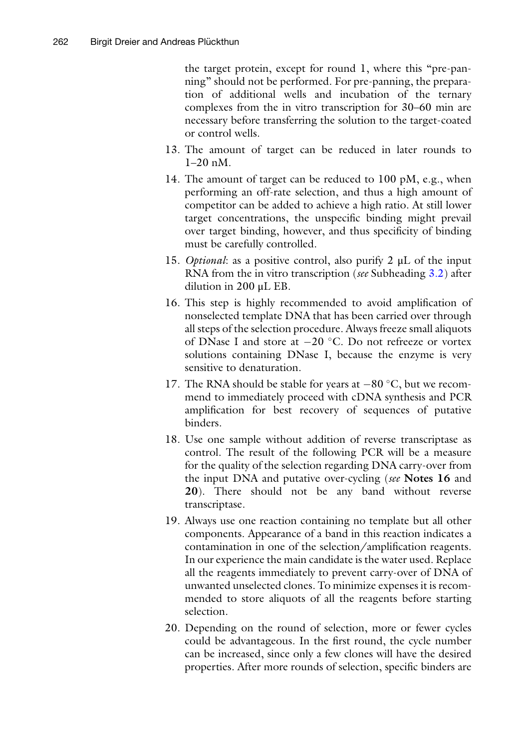the target protein, except for round 1, where this "pre-panning" should not be performed. For pre-panning, the preparation of additional wells and incubation of the ternary complexes from the in vitro transcription for 30–60 min are necessary before transferring the solution to the target-coated or control wells.

13. The amount of target can be reduced in later rounds to 1–20 nM.
14. The amount of target can be reduced to 100 pM, e.g., when performing an off-rate selection, and thus a high amount of competitor can be added to achieve a high ratio. At still lower target concentrations, the unspecific binding might prevail over target binding, however, and thus specificity of binding must be carefully controlled.
15. *Optional*: as a positive control, also purify 2 μL of the input RNA from the in vitro transcription (*see* Subheading 3.2) after dilution in 200 μL EB.
16. This step is highly recommended to avoid amplification of nonselected template DNA that has been carried over through all steps of the selection procedure. Always freeze small aliquots of DNase I and store at −20 °C. Do not refreeze or vortex solutions containing DNase I, because the enzyme is very sensitive to denaturation.
17. The RNA should be stable for years at −80 °C, but we recommend to immediately proceed with cDNA synthesis and PCR amplification for best recovery of sequences of putative binders.
18. Use one sample without addition of reverse transcriptase as control. The result of the following PCR will be a measure for the quality of the selection regarding DNA carry-over from the input DNA and putative over-cycling (*see* **Notes 16** and **20**). There should not be any band without reverse transcriptase.
19. Always use one reaction containing no template but all other components. Appearance of a band in this reaction indicates a contamination in one of the selection/amplification reagents. In our experience the main candidate is the water used. Replace all the reagents immediately to prevent carry-over of DNA of unwanted unselected clones. To minimize expenses it is recommended to store aliquots of all the reagents before starting selection.
20. Depending on the round of selection, more or fewer cycles could be advantageous. In the first round, the cycle number can be increased, since only a few clones will have the desired properties. After more rounds of selection, specific binders are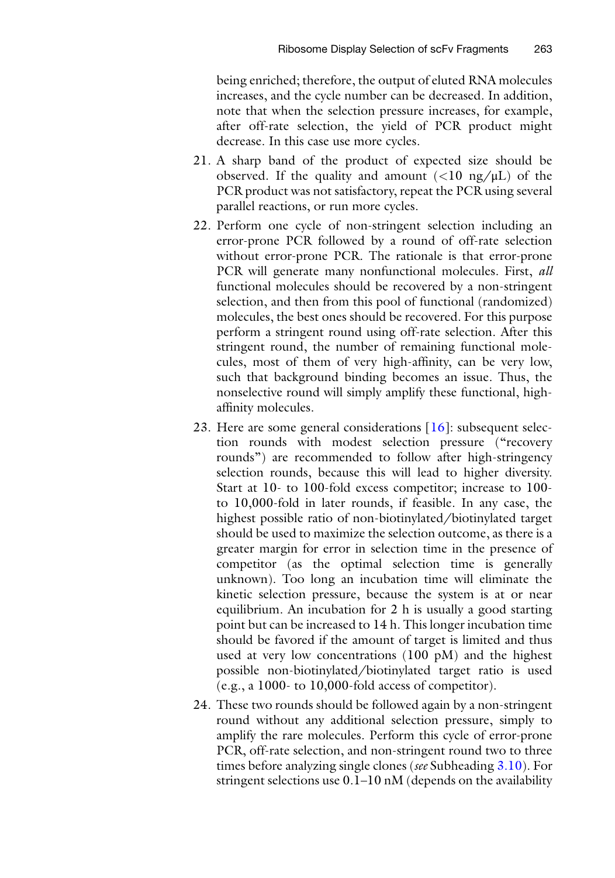being enriched; therefore, the output of eluted RNA molecules increases, and the cycle number can be decreased. In addition, note that when the selection pressure increases, for example, after off-rate selection, the yield of PCR product might decrease. In this case use more cycles.

21. A sharp band of the product of expected size should be observed. If the quality and amount (<10 ng/μL) of the PCR product was not satisfactory, repeat the PCR using several parallel reactions, or run more cycles.

22. Perform one cycle of non-stringent selection including an error-prone PCR followed by a round of off-rate selection without error-prone PCR. The rationale is that error-prone PCR will generate many nonfunctional molecules. First, *all* functional molecules should be recovered by a non-stringent selection, and then from this pool of functional (randomized) molecules, the best ones should be recovered. For this purpose perform a stringent round using off-rate selection. After this stringent round, the number of remaining functional molecules, most of them of very high-affinity, can be very low, such that background binding becomes an issue. Thus, the nonselective round will simply amplify these functional, high-affinity molecules.

23. Here are some general considerations [16]: subsequent selection rounds with modest selection pressure ("recovery rounds") are recommended to follow after high-stringency selection rounds, because this will lead to higher diversity. Start at 10- to 100-fold excess competitor; increase to 100- to 10,000-fold in later rounds, if feasible. In any case, the highest possible ratio of non-biotinylated/biotinylated target should be used to maximize the selection outcome, as there is a greater margin for error in selection time in the presence of competitor (as the optimal selection time is generally unknown). Too long an incubation time will eliminate the kinetic selection pressure, because the system is at or near equilibrium. An incubation for 2 h is usually a good starting point but can be increased to 14 h. This longer incubation time should be favored if the amount of target is limited and thus used at very low concentrations (100 pM) and the highest possible non-biotinylated/biotinylated target ratio is used (e.g., a 1000- to 10,000-fold access of competitor).

24. These two rounds should be followed again by a non-stringent round without any additional selection pressure, simply to amplify the rare molecules. Perform this cycle of error-prone PCR, off-rate selection, and non-stringent round two to three times before analyzing single clones (*see* Subheading 3.10). For stringent selections use 0.1–10 nM (depends on the availability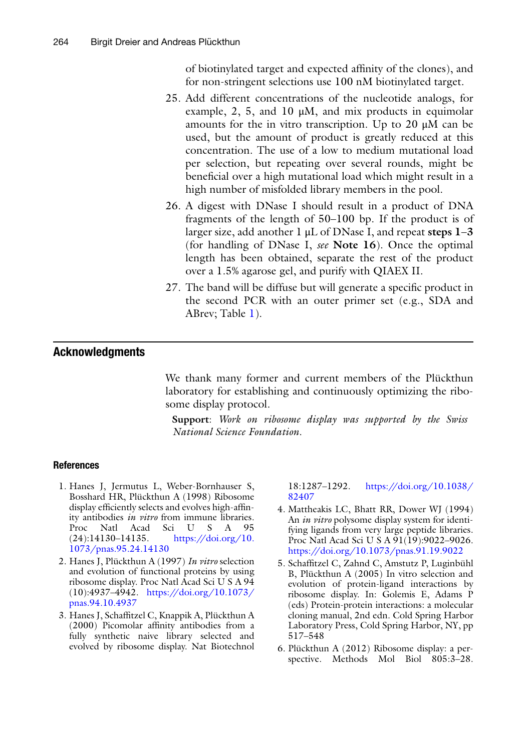of biotinylated target and expected affinity of the clones), and for non-stringent selections use 100 nM biotinylated target.

25. Add different concentrations of the nucleotide analogs, for example, 2, 5, and 10 μM, and mix products in equimolar amounts for the in vitro transcription. Up to 20 μM can be used, but the amount of product is greatly reduced at this concentration. The use of a low to medium mutational load per selection, but repeating over several rounds, might be beneficial over a high mutational load which might result in a high number of misfolded library members in the pool.

26. A digest with DNase I should result in a product of DNA fragments of the length of 50–100 bp. If the product is of larger size, add another 1 μL of DNase I, and repeat **steps 1–3** (for handling of DNase I, *see* **Note 16**). Once the optimal length has been obtained, separate the rest of the product over a 1.5% agarose gel, and purify with QIAEX II.

27. The band will be diffuse but will generate a specific product in the second PCR with an outer primer set (e.g., SDA and ABrev; Table 1).

## Acknowledgments

We thank many former and current members of the Plückthun laboratory for establishing and continuously optimizing the ribosome display protocol.

**Support**: *Work on ribosome display was supported by the Swiss National Science Foundation.*

### References

1. Hanes J, Jermutus L, Weber-Bornhauser S, Bosshard HR, Plückthun A (1998) Ribosome display efficiently selects and evolves high-affinity antibodies *in vitro* from immune libraries. Proc Natl Acad Sci U S A 95 (24):14130–14135. https://doi.org/10.1073/pnas.95.24.14130
2. Hanes J, Plückthun A (1997) *In vitro* selection and evolution of functional proteins by using ribosome display. Proc Natl Acad Sci U S A 94 (10):4937–4942. https://doi.org/10.1073/pnas.94.10.4937
3. Hanes J, Schaffitzel C, Knappik A, Plückthun A (2000) Picomolar affinity antibodies from a fully synthetic naive library selected and evolved by ribosome display. Nat Biotechnol 18:1287–1292. https://doi.org/10.1038/82407
4. Mattheakis LC, Bhatt RR, Dower WJ (1994) An *in vitro* polysome display system for identifying ligands from very large peptide libraries. Proc Natl Acad Sci U S A 91(19):9022–9026. https://doi.org/10.1073/pnas.91.19.9022
5. Schaffitzel C, Zahnd C, Amstutz P, Luginbühl B, Plückthun A (2005) In vitro selection and evolution of protein-ligand interactions by ribosome display. In: Golemis E, Adams P (eds) Protein-protein interactions: a molecular cloning manual, 2nd edn. Cold Spring Harbor Laboratory Press, Cold Spring Harbor, NY, pp 517–548
6. Plückthun A (2012) Ribosome display: a perspective. Methods Mol Biol 805:3–28.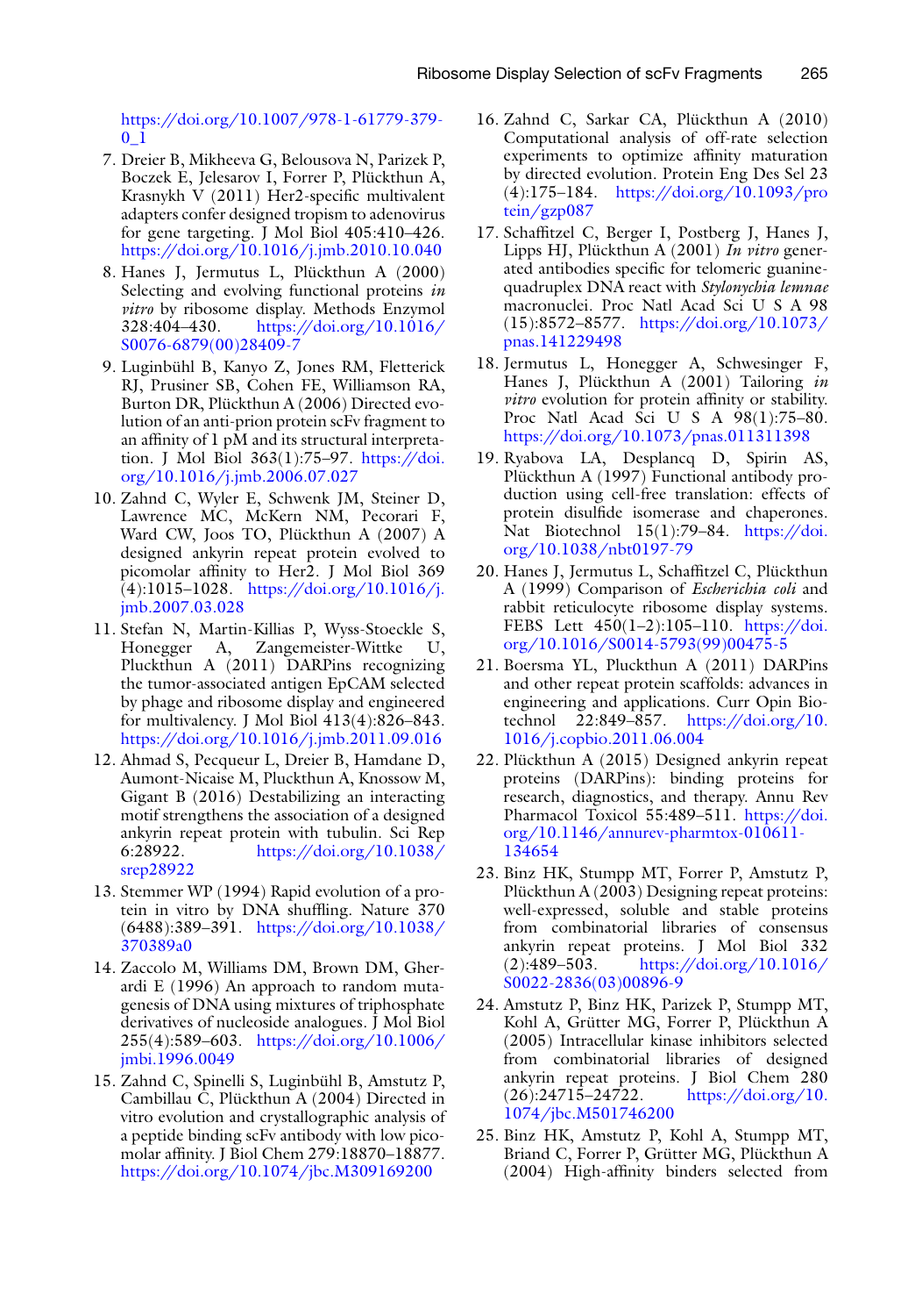https://doi.org/10.1007/978-1-61779-379-0_1

7. Dreier B, Mikheeva G, Belousova N, Parizek P, Boczek E, Jelesarov I, Forrer P, Plückthun A, Krasnykh V (2011) Her2-specific multivalent adapters confer designed tropism to adenovirus for gene targeting. J Mol Biol 405:410–426. https://doi.org/10.1016/j.jmb.2010.10.040
8. Hanes J, Jermutus L, Plückthun A (2000) Selecting and evolving functional proteins *in vitro* by ribosome display. Methods Enzymol 328:404–430. https://doi.org/10.1016/S0076-6879(00)28409-7
9. Luginbühl B, Kanyo Z, Jones RM, Fletterick RJ, Prusiner SB, Cohen FE, Williamson RA, Burton DR, Plückthun A (2006) Directed evolution of an anti-prion protein scFv fragment to an affinity of 1 pM and its structural interpretation. J Mol Biol 363(1):75–97. https://doi.org/10.1016/j.jmb.2006.07.027
10. Zahnd C, Wyler E, Schwenk JM, Steiner D, Lawrence MC, McKern NM, Pecorari F, Ward CW, Joos TO, Plückthun A (2007) A designed ankyrin repeat protein evolved to picomolar affinity to Her2. J Mol Biol 369(4):1015–1028. https://doi.org/10.1016/j.jmb.2007.03.028
11. Stefan N, Martin-Killias P, Wyss-Stoeckle S, Honegger A, Zangemeister-Wittke U, Pluckthun A (2011) DARPins recognizing the tumor-associated antigen EpCAM selected by phage and ribosome display and engineered for multivalency. J Mol Biol 413(4):826–843. https://doi.org/10.1016/j.jmb.2011.09.016
12. Ahmad S, Pecqueur L, Dreier B, Hamdane D, Aumont-Nicaise M, Pluckthun A, Knossow M, Gigant B (2016) Destabilizing an interacting motif strengthens the association of a designed ankyrin repeat protein with tubulin. Sci Rep 6:28922. https://doi.org/10.1038/srep28922
13. Stemmer WP (1994) Rapid evolution of a protein in vitro by DNA shuffling. Nature 370(6488):389–391. https://doi.org/10.1038/370389a0
14. Zaccolo M, Williams DM, Brown DM, Gherardi E (1996) An approach to random mutagenesis of DNA using mixtures of triphosphate derivatives of nucleoside analogues. J Mol Biol 255(4):589–603. https://doi.org/10.1006/jmbi.1996.0049
15. Zahnd C, Spinelli S, Luginbühl B, Amstutz P, Cambillau C, Plückthun A (2004) Directed in vitro evolution and crystallographic analysis of a peptide binding scFv antibody with low picomolar affinity. J Biol Chem 279:18870–18877. https://doi.org/10.1074/jbc.M309169200
16. Zahnd C, Sarkar CA, Plückthun A (2010) Computational analysis of off-rate selection experiments to optimize affinity maturation by directed evolution. Protein Eng Des Sel 23(4):175–184. https://doi.org/10.1093/protein/gzp087
17. Schaffitzel C, Berger I, Postberg J, Hanes J, Lipps HJ, Plückthun A (2001) *In vitro* generated antibodies specific for telomeric guanine-quadruplex DNA react with *Stylonychia lemnae* macronuclei. Proc Natl Acad Sci U S A 98(15):8572–8577. https://doi.org/10.1073/pnas.141229498
18. Jermutus L, Honegger A, Schwesinger F, Hanes J, Plückthun A (2001) Tailoring *in vitro* evolution for protein affinity or stability. Proc Natl Acad Sci U S A 98(1):75–80. https://doi.org/10.1073/pnas.011311398
19. Ryabova LA, Desplancq D, Spirin AS, Plückthun A (1997) Functional antibody production using cell-free translation: effects of protein disulfide isomerase and chaperones. Nat Biotechnol 15(1):79–84. https://doi.org/10.1038/nbt0197-79
20. Hanes J, Jermutus L, Schaffitzel C, Plückthun A (1999) Comparison of *Escherichia coli* and rabbit reticulocyte ribosome display systems. FEBS Lett 450(1–2):105–110. https://doi.org/10.1016/S0014-5793(99)00475-5
21. Boersma YL, Pluckthun A (2011) DARPins and other repeat protein scaffolds: advances in engineering and applications. Curr Opin Biotechnol 22:849–857. https://doi.org/10.1016/j.copbio.2011.06.004
22. Plückthun A (2015) Designed ankyrin repeat proteins (DARPins): binding proteins for research, diagnostics, and therapy. Annu Rev Pharmacol Toxicol 55:489–511. https://doi.org/10.1146/annurev-pharmtox-010611-134654
23. Binz HK, Stumpp MT, Forrer P, Amstutz P, Plückthun A (2003) Designing repeat proteins: well-expressed, soluble and stable proteins from combinatorial libraries of consensus ankyrin repeat proteins. J Mol Biol 332(2):489–503. https://doi.org/10.1016/S0022-2836(03)00896-9
24. Amstutz P, Binz HK, Parizek P, Stumpp MT, Kohl A, Grütter MG, Forrer P, Plückthun A (2005) Intracellular kinase inhibitors selected from combinatorial libraries of designed ankyrin repeat proteins. J Biol Chem 280(26):24715–24722. https://doi.org/10.1074/jbc.M501746200
25. Binz HK, Amstutz P, Kohl A, Stumpp MT, Briand C, Forrer P, Grütter MG, Plückthun A (2004) High-affinity binders selected from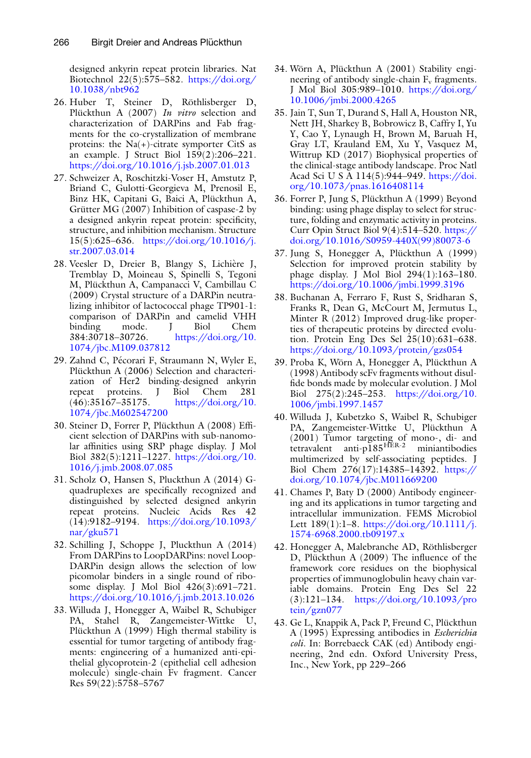designed ankyrin repeat protein libraries. Nat Biotechnol 22(5):575–582. https://doi.org/10.1038/nbt962

26. Huber T, Steiner D, Röthlisberger D, Plückthun A (2007) *In vitro* selection and characterization of DARPins and Fab fragments for the co-crystallization of membrane proteins: the Na(+)-citrate symporter CitS as an example. J Struct Biol 159(2):206–221. https://doi.org/10.1016/j.jsb.2007.01.013

27. Schweizer A, Roschitzki-Voser H, Amstutz P, Briand C, Gulotti-Georgieva M, Prenosil E, Binz HK, Capitani G, Baici A, Plückthun A, Grütter MG (2007) Inhibition of caspase-2 by a designed ankyrin repeat protein: specificity, structure, and inhibition mechanism. Structure 15(5):625–636. https://doi.org/10.1016/j.str.2007.03.014

28. Veesler D, Dreier B, Blangy S, Lichière J, Tremblay D, Moineau S, Spinelli S, Tegoni M, Plückthun A, Campanacci V, Cambillau C (2009) Crystal structure of a DARPin neutralizing inhibitor of lactococcal phage TP901-1: comparison of DARPin and camelid VHH binding mode. J Biol Chem 384:30718–30726. https://doi.org/10.1074/jbc.M109.037812

29. Zahnd C, Pécorari F, Straumann N, Wyler E, Plückthun A (2006) Selection and characterization of Her2 binding-designed ankyrin repeat proteins. J Biol Chem 281 (46):35167–35175. https://doi.org/10.1074/jbc.M602547200

30. Steiner D, Forrer P, Plückthun A (2008) Efficient selection of DARPins with sub-nanomolar affinities using SRP phage display. J Mol Biol 382(5):1211–1227. https://doi.org/10.1016/j.jmb.2008.07.085

31. Scholz O, Hansen S, Pluckthun A (2014) G-quadruplexes are specifically recognized and distinguished by selected designed ankyrin repeat proteins. Nucleic Acids Res 42 (14):9182–9194. https://doi.org/10.1093/nar/gku571

32. Schilling J, Schoppe J, Pluckthun A (2014) From DARPins to LoopDARPins: novel LoopDARPin design allows the selection of low picomolar binders in a single round of ribosome display. J Mol Biol 426(3):691–721. https://doi.org/10.1016/j.jmb.2013.10.026

33. Willuda J, Honegger A, Waibel R, Schubiger PA, Stahel R, Zangemeister-Wittke U, Plückthun A (1999) High thermal stability is essential for tumor targeting of antibody fragments: engineering of a humanized anti-epithelial glycoprotein-2 (epithelial cell adhesion molecule) single-chain Fv fragment. Cancer Res 59(22):5758–5767

34. Wörn A, Plückthun A (2001) Stability engineering of antibody single-chain $F_v$ fragments. J Mol Biol 305:989–1010. https://doi.org/10.1006/jmbi.2000.4265

35. Jain T, Sun T, Durand S, Hall A, Houston NR, Nett JH, Sharkey B, Bobrowicz B, Caffry I, Yu Y, Cao Y, Lynaugh H, Brown M, Baruah H, Gray LT, Krauland EM, Xu Y, Vasquez M, Wittrup KD (2017) Biophysical properties of the clinical-stage antibody landscape. Proc Natl Acad Sci U S A 114(5):944–949. https://doi.org/10.1073/pnas.1616408114

36. Forrer P, Jung S, Plückthun A (1999) Beyond binding: using phage display to select for structure, folding and enzymatic activity in proteins. Curr Opin Struct Biol 9(4):514–520. https://doi.org/10.1016/S0959-440X(99)80073-6

37. Jung S, Honegger A, Plückthun A (1999) Selection for improved protein stability by phage display. J Mol Biol 294(1):163–180. https://doi.org/10.1006/jmbi.1999.3196

38. Buchanan A, Ferraro F, Rust S, Sridharan S, Franks R, Dean G, McCourt M, Jermutus L, Minter R (2012) Improved drug-like properties of therapeutic proteins by directed evolution. Protein Eng Des Sel 25(10):631–638. https://doi.org/10.1093/protein/gzs054

39. Proba K, Wörn A, Honegger A, Plückthun A (1998) Antibody scFv fragments without disulfide bonds made by molecular evolution. J Mol Biol 275(2):245–253. https://doi.org/10.1006/jmbi.1997.1457

40. Willuda J, Kubetzko S, Waibel R, Schubiger PA, Zangemeister-Wittke U, Plückthun A (2001) Tumor targeting of mono-, di- and tetravalent anti-p185$^{HER\text{-}2}$ miniantibodies multimerized by self-associating peptides. J Biol Chem 276(17):14385–14392. https://doi.org/10.1074/jbc.M011669200

41. Chames P, Baty D (2000) Antibody engineering and its applications in tumor targeting and intracellular immunization. FEMS Microbiol Lett 189(1):1–8. https://doi.org/10.1111/j.1574-6968.2000.tb09197.x

42. Honegger A, Malebranche AD, Röthlisberger D, Plückthun A (2009) The influence of the framework core residues on the biophysical properties of immunoglobulin heavy chain variable domains. Protein Eng Des Sel 22 (3):121–134. https://doi.org/10.1093/protein/gzn077

43. Ge L, Knappik A, Pack P, Freund C, Plückthun A (1995) Expressing antibodies in *Escherichia coli*. In: Borrebaeck CAK (ed) Antibody engineering, 2nd edn. Oxford University Press, Inc., New York, pp 229–266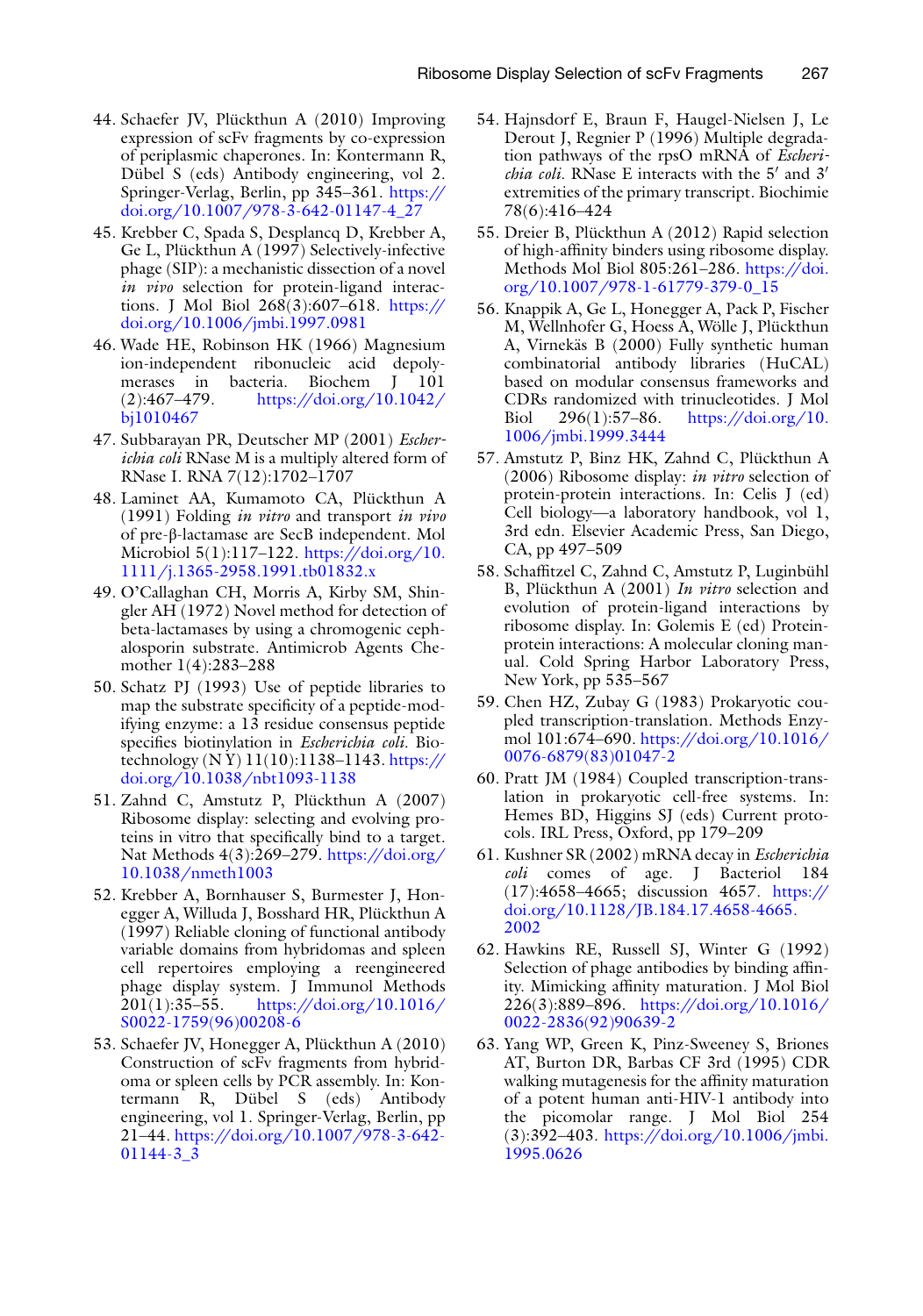44. Schaefer JV, Plückthun A (2010) Improving expression of scFv fragments by co-expression of periplasmic chaperones. In: Kontermann R, Dübel S (eds) Antibody engineering, vol 2. Springer-Verlag, Berlin, pp 345–361. https://doi.org/10.1007/978-3-642-01147-4_27
45. Krebber C, Spada S, Desplancq D, Krebber A, Ge L, Plückthun A (1997) Selectively-infective phage (SIP): a mechanistic dissection of a novel *in vivo* selection for protein-ligand interactions. J Mol Biol 268(3):607–618. https://doi.org/10.1006/jmbi.1997.0981
46. Wade HE, Robinson HK (1966) Magnesium ion-independent ribonucleic acid depolymerases in bacteria. Biochem J 101(2):467–479. https://doi.org/10.1042/bj1010467
47. Subbarayan PR, Deutscher MP (2001) *Escherichia coli* RNase M is a multiply altered form of RNase I. RNA 7(12):1702–1707
48. Laminet AA, Kumamoto CA, Plückthun A (1991) Folding *in vitro* and transport *in vivo* of pre-β-lactamase are SecB independent. Mol Microbiol 5(1):117–122. https://doi.org/10.1111/j.1365-2958.1991.tb01832.x
49. O'Callaghan CH, Morris A, Kirby SM, Shingler AH (1972) Novel method for detection of beta-lactamases by using a chromogenic cephalosporin substrate. Antimicrob Agents Chemother 1(4):283–288
50. Schatz PJ (1993) Use of peptide libraries to map the substrate specificity of a peptide-modifying enzyme: a 13 residue consensus peptide specifies biotinylation in *Escherichia coli*. Biotechnology (N Y) 11(10):1138–1143. https://doi.org/10.1038/nbt1093-1138
51. Zahnd C, Amstutz P, Plückthun A (2007) Ribosome display: selecting and evolving proteins in vitro that specifically bind to a target. Nat Methods 4(3):269–279. https://doi.org/10.1038/nmeth1003
52. Krebber A, Bornhauser S, Burmester J, Honegger A, Willuda J, Bosshard HR, Plückthun A (1997) Reliable cloning of functional antibody variable domains from hybridomas and spleen cell repertoires employing a reengineered phage display system. J Immunol Methods 201(1):35–55. https://doi.org/10.1016/S0022-1759(96)00208-6
53. Schaefer JV, Honegger A, Plückthun A (2010) Construction of scFv fragments from hybridoma or spleen cells by PCR assembly. In: Kontermann R, Dübel S (eds) Antibody engineering, vol 1. Springer-Verlag, Berlin, pp 21–44. https://doi.org/10.1007/978-3-642-01144-3_3
54. Hajnsdorf E, Braun F, Haugel-Nielsen J, Le Derout J, Regnier P (1996) Multiple degradation pathways of the rpsO mRNA of *Escherichia coli*. RNase E interacts with the 5′ and 3′ extremities of the primary transcript. Biochimie 78(6):416–424
55. Dreier B, Plückthun A (2012) Rapid selection of high-affinity binders using ribosome display. Methods Mol Biol 805:261–286. https://doi.org/10.1007/978-1-61779-379-0_15
56. Knappik A, Ge L, Honegger A, Pack P, Fischer M, Wellnhofer G, Hoess A, Wölle J, Plückthun A, Virnekäs B (2000) Fully synthetic human combinatorial antibody libraries (HuCAL) based on modular consensus frameworks and CDRs randomized with trinucleotides. J Mol Biol 296(1):57–86. https://doi.org/10.1006/jmbi.1999.3444
57. Amstutz P, Binz HK, Zahnd C, Plückthun A (2006) Ribosome display: *in vitro* selection of protein-protein interactions. In: Celis J (ed) Cell biology—a laboratory handbook, vol 1, 3rd edn. Elsevier Academic Press, San Diego, CA, pp 497–509
58. Schaffitzel C, Zahnd C, Amstutz P, Luginbühl B, Plückthun A (2001) *In vitro* selection and evolution of protein-ligand interactions by ribosome display. In: Golemis E (ed) Protein-protein interactions: A molecular cloning manual. Cold Spring Harbor Laboratory Press, New York, pp 535–567
59. Chen HZ, Zubay G (1983) Prokaryotic coupled transcription-translation. Methods Enzymol 101:674–690. https://doi.org/10.1016/0076-6879(83)01047-2
60. Pratt JM (1984) Coupled transcription-translation in prokaryotic cell-free systems. In: Hemes BD, Higgins SJ (eds) Current protocols. IRL Press, Oxford, pp 179–209
61. Kushner SR (2002) mRNA decay in *Escherichia coli* comes of age. J Bacteriol 184(17):4658–4665; discussion 4657. https://doi.org/10.1128/JB.184.17.4658-4665.2002
62. Hawkins RE, Russell SJ, Winter G (1992) Selection of phage antibodies by binding affinity. Mimicking affinity maturation. J Mol Biol 226(3):889–896. https://doi.org/10.1016/0022-2836(92)90639-2
63. Yang WP, Green K, Pinz-Sweeney S, Briones AT, Burton DR, Barbas CF 3rd (1995) CDR walking mutagenesis for the affinity maturation of a potent human anti-HIV-1 antibody into the picomolar range. J Mol Biol 254(3):392–403. https://doi.org/10.1006/jmbi.1995.0626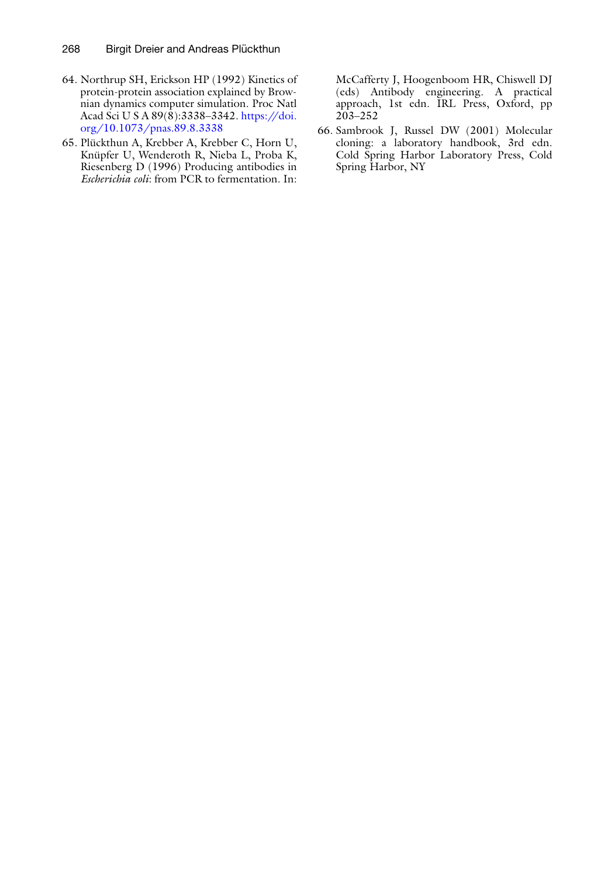64. Northrup SH, Erickson HP (1992) Kinetics of protein-protein association explained by Brownian dynamics computer simulation. Proc Natl Acad Sci U S A 89(8):3338–3342. https://doi.org/10.1073/pnas.89.8.3338

65. Plückthun A, Krebber A, Krebber C, Horn U, Knüpfer U, Wenderoth R, Nieba L, Proba K, Riesenberg D (1996) Producing antibodies in *Escherichia coli*: from PCR to fermentation. In: McCafferty J, Hoogenboom HR, Chiswell DJ (eds) Antibody engineering. A practical approach, 1st edn. IRL Press, Oxford, pp 203–252

66. Sambrook J, Russel DW (2001) Molecular cloning: a laboratory handbook, 3rd edn. Cold Spring Harbor Laboratory Press, Cold Spring Harbor, NY